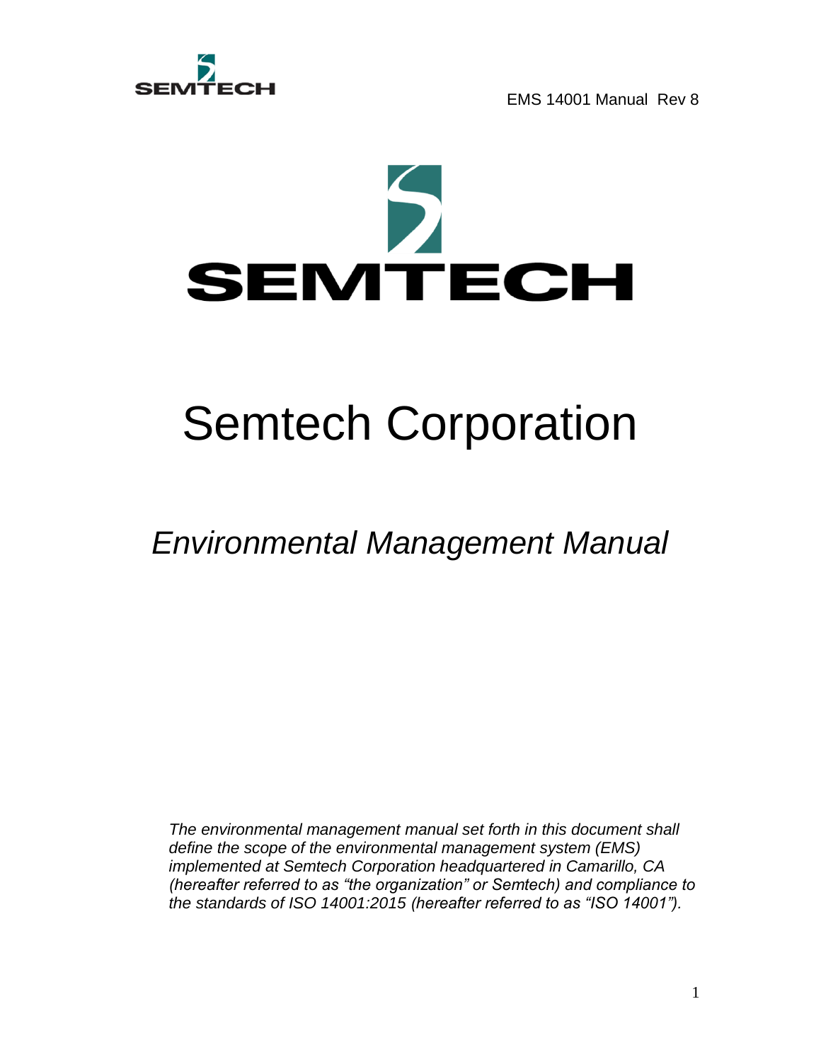# Semtech Corporation

## *Environmental Management Manual*

*The environmental management manual set forth in this document shall define the scope of the environmental management system (EMS) implemented at Semtech Corporation headquartered in Camarillo, CA (hereafter referred to as "the organization" or Semtech) and compliance to the standards of ISO 14001:2015 (hereafter referred to as "ISO 14001").*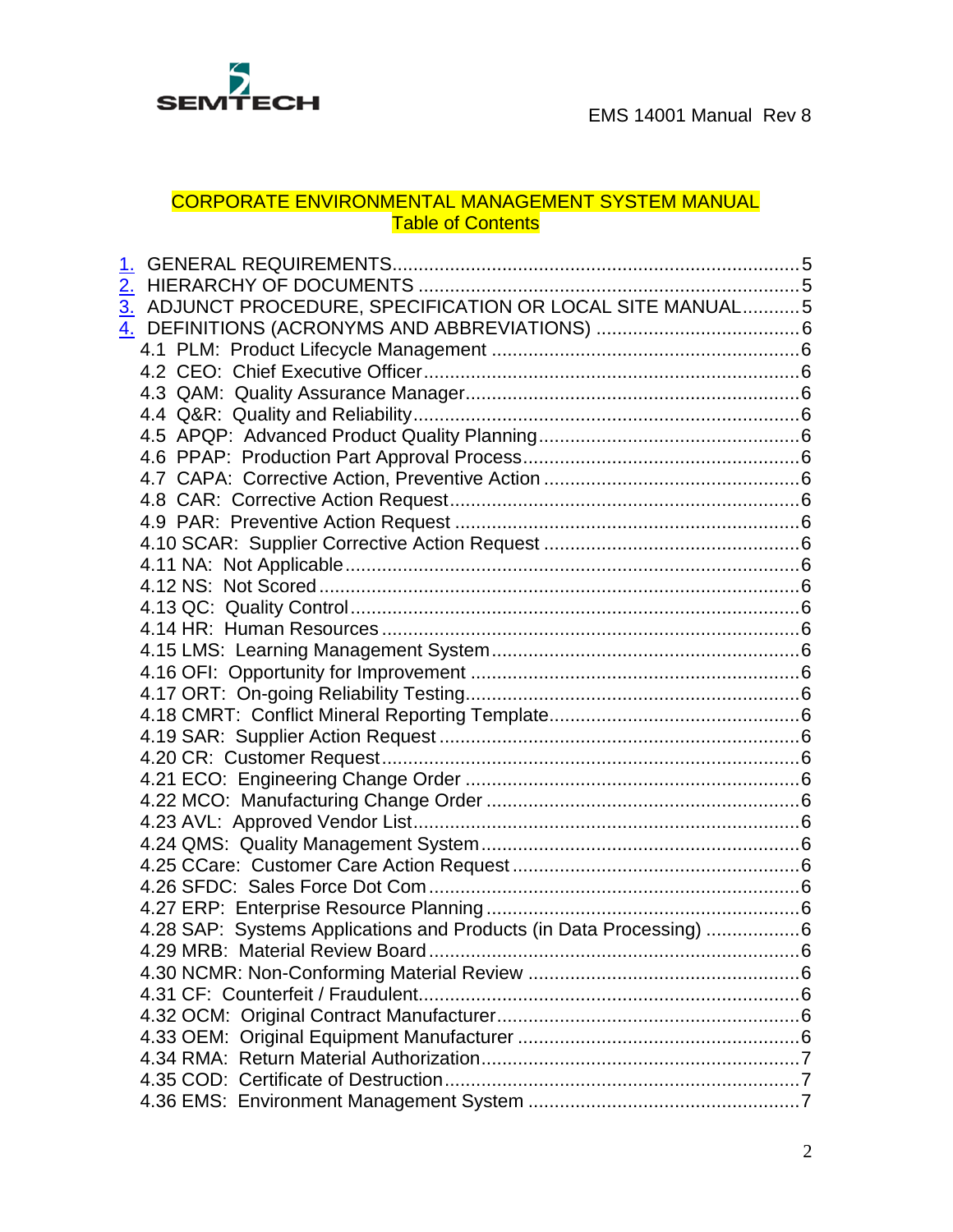# CORPORATE ENVIRONMENTAL MANAGEMENT SYSTEM MANUAL

## Table of Contents

1. GENERAL REQUIREMENTS ........................................................................ 5
2. HIERARCHY OF DOCUMENTS ...................................................................... 5
3. ADJUNCT PROCEDURE, SPECIFICATION OR LOCAL SITE MANUAL ........... 5
4. DEFINITIONS (ACRONYMS AND ABBREVIATIONS) ...................................... 6
   - 4.1 PLM: Product Lifecycle Management ........................................................ 6
   - 4.2 CEO: Chief Executive Officer ..................................................................... 6
   - 4.3 QAM: Quality Assurance Manager ............................................................. 6
   - 4.4 Q&R: Quality and Reliability ...................................................................... 6
   - 4.5 APQP: Advanced Product Quality Planning ................................................ 6
   - 4.6 PPAP: Production Part Approval Process .................................................. 6
   - 4.7 CAPA: Corrective Action, Preventive Action ............................................... 6
   - 4.8 CAR: Corrective Action Request ................................................................ 6
   - 4.9 PAR: Preventive Action Request ............................................................... 6
   - 4.10 SCAR: Supplier Corrective Action Request .............................................. 6
   - 4.11 NA: Not Applicable .................................................................................. 6
   - 4.12 NS: Not Scored ........................................................................................ 6
   - 4.13 QC: Quality Control ................................................................................. 6
   - 4.14 HR: Human Resources ............................................................................ 6
   - 4.15 LMS: Learning Management System ........................................................ 6
   - 4.16 OFI: Opportunity for Improvement ............................................................ 6
   - 4.17 ORT: On-going Reliability Testing ............................................................. 6
   - 4.18 CMRT: Conflict Mineral Reporting Template ............................................. 6
   - 4.19 SAR: Supplier Action Request ................................................................. 6
   - 4.20 CR: Customer Request ............................................................................ 6
   - 4.21 ECO: Engineering Change Order .............................................................. 6
   - 4.22 MCO: Manufacturing Change Order .......................................................... 6
   - 4.23 AVL: Approved Vendor List ...................................................................... 6
   - 4.24 QMS: Quality Management System .......................................................... 6
   - 4.25 CCare: Customer Care Action Request .................................................... 6
   - 4.26 SFDC: Sales Force Dot Com ................................................................... 6
   - 4.27 ERP: Enterprise Resource Planning ......................................................... 6
   - 4.28 SAP: Systems Applications and Products (in Data Processing) ................ 6
   - 4.29 MRB: Material Review Board .................................................................... 6
   - 4.30 NCMR: Non-Conforming Material Review .................................................. 6
   - 4.31 CF: Counterfeit / Fraudulent ..................................................................... 6
   - 4.32 OCM: Original Contract Manufacturer ....................................................... 6
   - 4.33 OEM: Original Equipment Manufacturer .................................................... 6
   - 4.34 RMA: Return Material Authorization .......................................................... 7
   - 4.35 COD: Certificate of Destruction ................................................................ 7
   - 4.36 EMS: Environment Management System ................................................. 7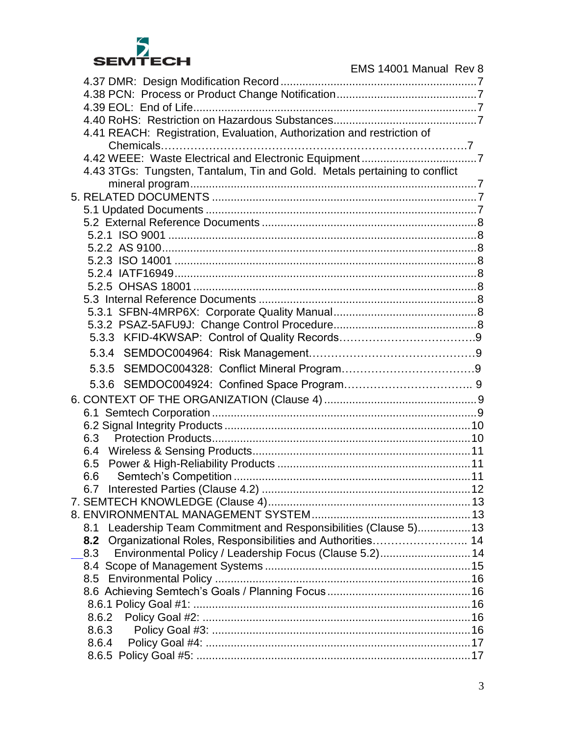4.37 DMR: Design Modification Record ........................................................... 7
4.38 PCN: Process or Product Change Notification ........................................... 7
4.39 EOL: End of Life ......................................................................................... 7
4.40 RoHS: Restriction on Hazardous Substances ............................................. 7
4.41 REACH: Registration, Evaluation, Authorization and restriction of Chemicals…………………………………………………………………7
4.42 WEEE: Waste Electrical and Electronic Equipment .................................... 7
4.43 3TGs: Tungsten, Tantalum, Tin and Gold. Metals pertaining to conflict mineral program .................................................................................. 7

5. RELATED DOCUMENTS ................................................................................. 7
5.1 Updated Documents ...................................................................................... 7
5.2 External Reference Documents ..................................................................... 8
5.2.1 ISO 9001 ................................................................................................... 8
5.2.2 AS 9100 ..................................................................................................... 8
5.2.3 ISO 14001 ................................................................................................. 8
5.2.4 IATF16949 ................................................................................................. 8
5.2.5 OHSAS 18001 ............................................................................................ 8
5.3 Internal Reference Documents ...................................................................... 8
5.3.1 SFBN-4MRP6X: Corporate Quality Manual .............................................. 8
5.3.2 PSAZ-5AFU9J: Change Control Procedure .............................................. 8
5.3.3 KFID-4KWSAP: Control of Quality Records……………………………….9
5.3.4 SEMDOC004964: Risk Management…………………………………….9
5.3.5 SEMDOC004328: Conflict Mineral Program………………………………9
5.3.6 SEMDOC004924: Confined Space Program…………………………….. 9

6. CONTEXT OF THE ORGANIZATION (Clause 4) ............................................. 9
6.1 Semtech Corporation .................................................................................... 9
6.2 Signal Integrity Products ............................................................................. 10
6.3 Protection Products ..................................................................................... 10
6.4 Wireless & Sensing Products ....................................................................... 11
6.5 Power & High-Reliability Products .............................................................. 11
6.6 Semtech's Competition ................................................................................ 11
6.7 Interested Parties (Clause 4.2) .................................................................... 12

7. SEMTECH KNOWLEDGE (Clause 4) ............................................................. 13

8. ENVIRONMENTAL MANAGEMENT SYSTEM ................................................ 13
8.1 Leadership Team Commitment and Responsibilities (Clause 5) ................. 13
**8.2** Organizational Roles, Responsibilities and Authorities…………………….. 14
8.3 Environmental Policy / Leadership Focus (Clause 5.2) ............................... 14
8.4 Scope of Management Systems .................................................................. 15
8.5 Environmental Policy ................................................................................... 16
8.6 Achieving Semtech's Goals / Planning Focus .............................................. 16
8.6.1 Policy Goal #1: ......................................................................................... 16
8.6.2 Policy Goal #2: ......................................................................................... 16
8.6.3 Policy Goal #3: ......................................................................................... 16
8.6.4 Policy Goal #4: ......................................................................................... 17
8.6.5 Policy Goal #5: ......................................................................................... 17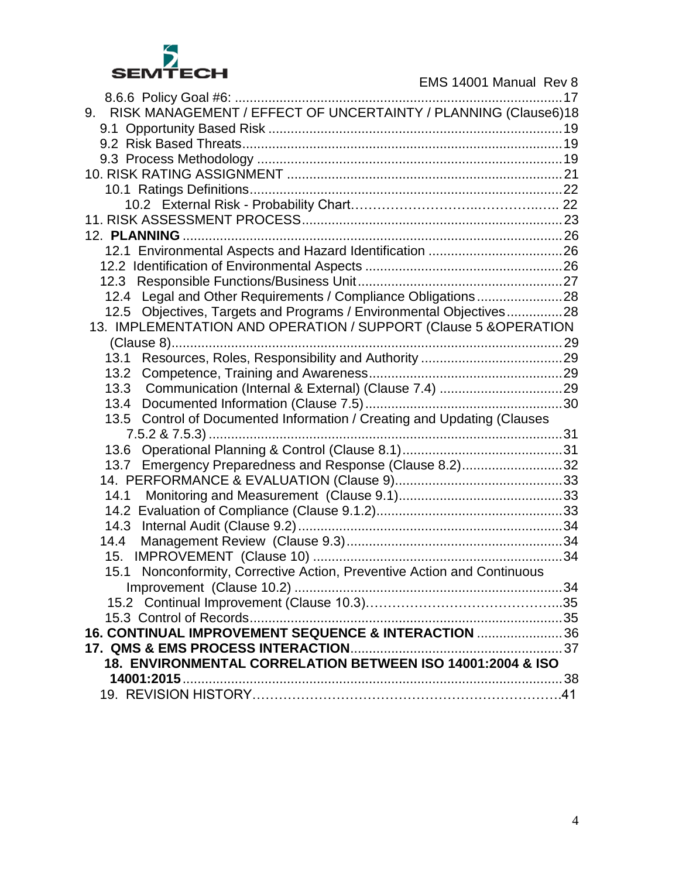8.6.6 Policy Goal #6: .......................................................................................17

9. RISK MANAGEMENT / EFFECT OF UNCERTAINTY / PLANNING (Clause6)18

9.1 Opportunity Based Risk ...............................................................................19

9.2 Risk Based Threats......................................................................................19

9.3 Process Methodology ..................................................................................19

10. RISK RATING ASSIGNMENT ..........................................................................21

10.1 Ratings Definitions...................................................................................22

10.2 External Risk - Probability Chart……………………..…………..….. 22

11. RISK ASSESSMENT PROCESS.....................................................................23

12. **PLANNING** ......................................................................................................26

12.1 Environmental Aspects and Hazard Identification ....................................26

12.2 Identification of Environmental Aspects .....................................................26

12.3 Responsible Functions/Business Unit.......................................................27

12.4 Legal and Other Requirements / Compliance Obligations.......................28

12.5 Objectives, Targets and Programs / Environmental Objectives...............28

13. IMPLEMENTATION AND OPERATION / SUPPORT (Clause 5 &OPERATION (Clause 8).........................................................................................................29

13.1 Resources, Roles, Responsibility and Authority ......................................29

13.2 Competence, Training and Awareness....................................................29

13.3 Communication (Internal & External) (Clause 7.4) .................................29

13.4 Documented Information (Clause 7.5).....................................................30

13.5 Control of Documented Information / Creating and Updating (Clauses 7.5.2 & 7.5.3) ..............................................................................................31

13.6 Operational Planning & Control (Clause 8.1)...........................................31

13.7 Emergency Preparedness and Response (Clause 8.2)...........................32

14. PERFORMANCE & EVALUATION (Clause 9).............................................33

14.1 Monitoring and Measurement (Clause 9.1)............................................33

14.2 Evaluation of Compliance (Clause 9.1.2)..................................................33

14.3 Internal Audit (Clause 9.2).......................................................................34

14.4 Management Review (Clause 9.3)..........................................................34

15. IMPROVEMENT (Clause 10) ..................................................................34

15.1 Nonconformity, Corrective Action, Preventive Action and Continuous Improvement (Clause 10.2) ........................................................................34

15.2 Continual Improvement (Clause 10.3)……………………………………...35

15.3 Control of Records....................................................................................35

**16. CONTINUAL IMPROVEMENT SEQUENCE & INTERACTION** .......................36

**17. QMS & EMS PROCESS INTERACTION**.........................................................37

**18. ENVIRONMENTAL CORRELATION BETWEEN ISO 14001:2004 & ISO 14001:2015**......................................................................................................38

19. REVISION HISTORY………………………………………………………….41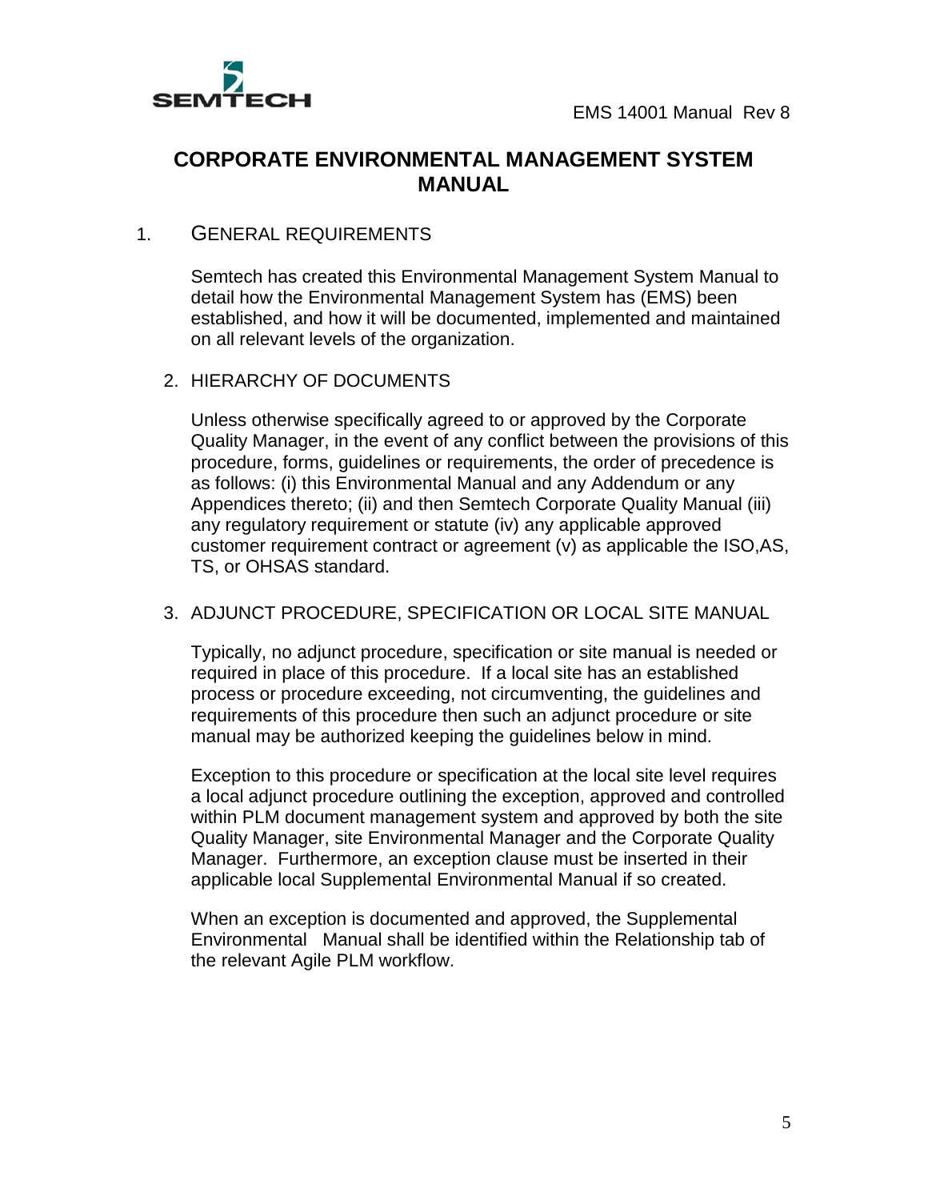# CORPORATE ENVIRONMENTAL MANAGEMENT SYSTEM MANUAL

## 1. GENERAL REQUIREMENTS

Semtech has created this Environmental Management System Manual to detail how the Environmental Management System has (EMS) been established, and how it will be documented, implemented and maintained on all relevant levels of the organization.

### 2. HIERARCHY OF DOCUMENTS

Unless otherwise specifically agreed to or approved by the Corporate Quality Manager, in the event of any conflict between the provisions of this procedure, forms, guidelines or requirements, the order of precedence is as follows: (i) this Environmental Manual and any Addendum or any Appendices thereto; (ii) and then Semtech Corporate Quality Manual (iii) any regulatory requirement or statute (iv) any applicable approved customer requirement contract or agreement (v) as applicable the ISO,AS, TS, or OHSAS standard.

### 3. ADJUNCT PROCEDURE, SPECIFICATION OR LOCAL SITE MANUAL

Typically, no adjunct procedure, specification or site manual is needed or required in place of this procedure. If a local site has an established process or procedure exceeding, not circumventing, the guidelines and requirements of this procedure then such an adjunct procedure or site manual may be authorized keeping the guidelines below in mind.

Exception to this procedure or specification at the local site level requires a local adjunct procedure outlining the exception, approved and controlled within PLM document management system and approved by both the site Quality Manager, site Environmental Manager and the Corporate Quality Manager. Furthermore, an exception clause must be inserted in their applicable local Supplemental Environmental Manual if so created.

When an exception is documented and approved, the Supplemental Environmental Manual shall be identified within the Relationship tab of the relevant Agile PLM workflow.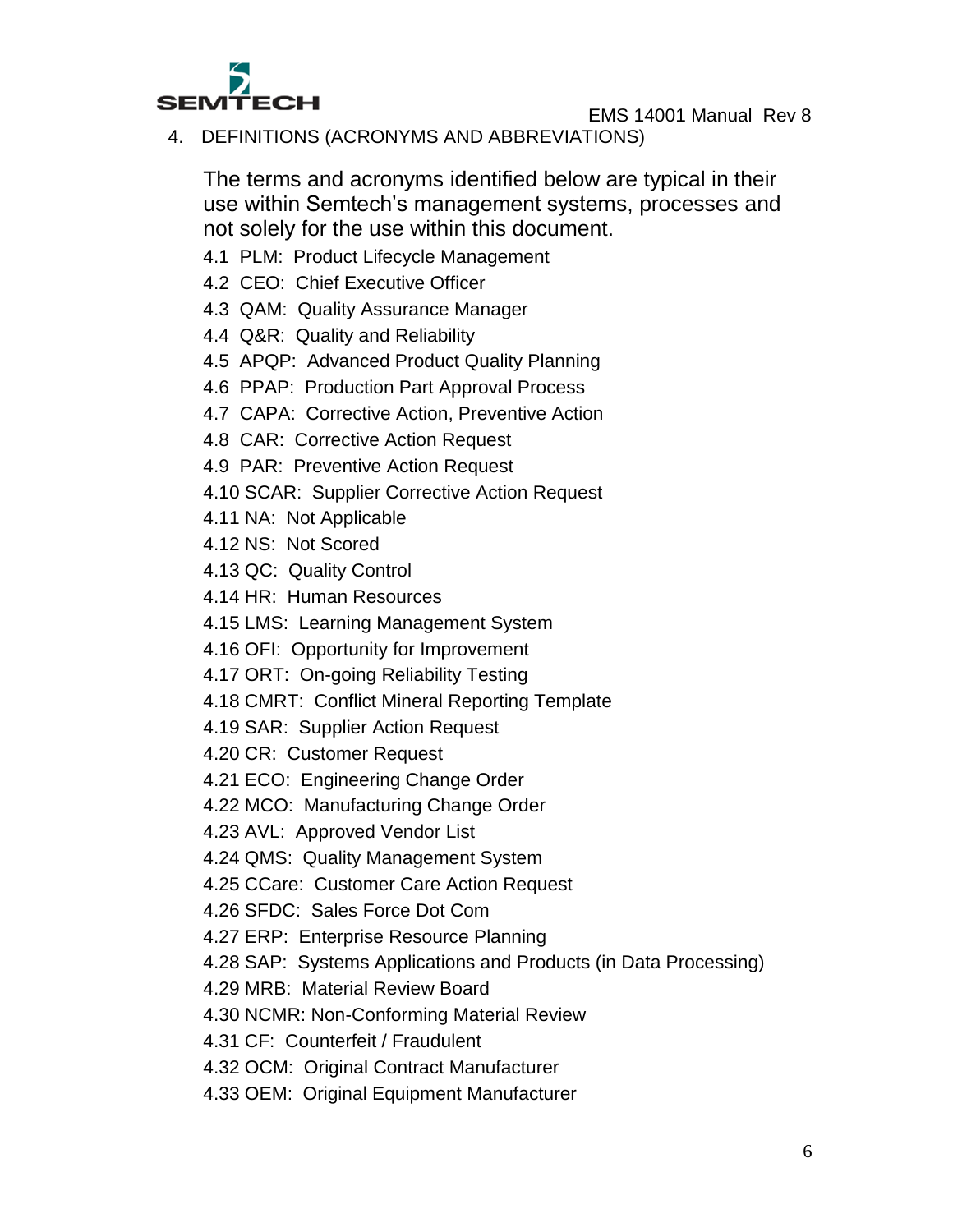## 4. DEFINITIONS (ACRONYMS AND ABBREVIATIONS)

The terms and acronyms identified below are typical in their use within Semtech's management systems, processes and not solely for the use within this document.

4.1 PLM: Product Lifecycle Management

4.2 CEO: Chief Executive Officer

4.3 QAM: Quality Assurance Manager

4.4 Q&R: Quality and Reliability

4.5 APQP: Advanced Product Quality Planning

4.6 PPAP: Production Part Approval Process

4.7 CAPA: Corrective Action, Preventive Action

4.8 CAR: Corrective Action Request

4.9 PAR: Preventive Action Request

4.10 SCAR: Supplier Corrective Action Request

4.11 NA: Not Applicable

4.12 NS: Not Scored

4.13 QC: Quality Control

4.14 HR: Human Resources

4.15 LMS: Learning Management System

4.16 OFI: Opportunity for Improvement

4.17 ORT: On-going Reliability Testing

4.18 CMRT: Conflict Mineral Reporting Template

4.19 SAR: Supplier Action Request

4.20 CR: Customer Request

4.21 ECO: Engineering Change Order

4.22 MCO: Manufacturing Change Order

4.23 AVL: Approved Vendor List

4.24 QMS: Quality Management System

4.25 CCare: Customer Care Action Request

4.26 SFDC: Sales Force Dot Com

4.27 ERP: Enterprise Resource Planning

4.28 SAP: Systems Applications and Products (in Data Processing)

4.29 MRB: Material Review Board

4.30 NCMR: Non-Conforming Material Review

4.31 CF: Counterfeit / Fraudulent

4.32 OCM: Original Contract Manufacturer

4.33 OEM: Original Equipment Manufacturer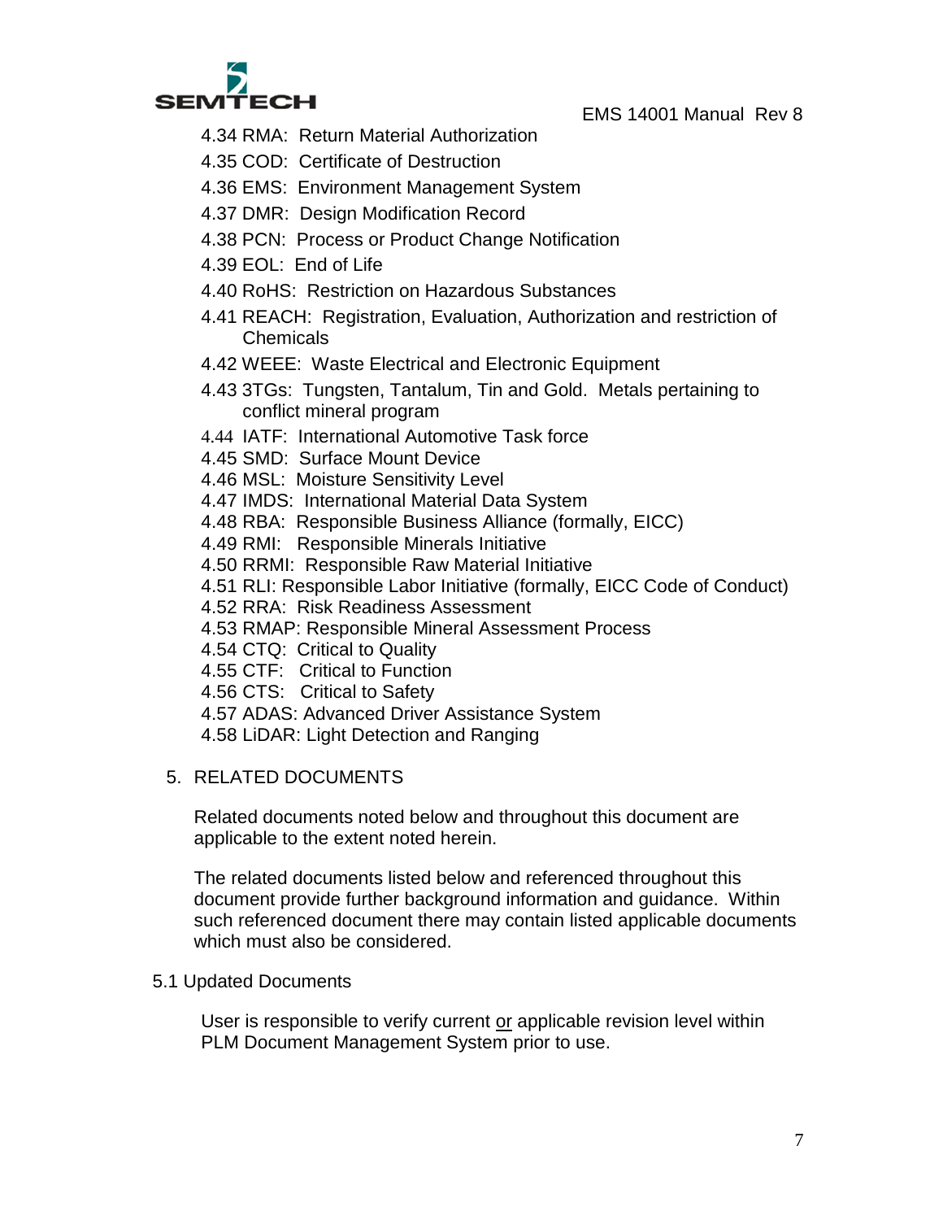4.34 RMA: Return Material Authorization

4.35 COD: Certificate of Destruction

4.36 EMS: Environment Management System

4.37 DMR: Design Modification Record

4.38 PCN: Process or Product Change Notification

4.39 EOL: End of Life

4.40 RoHS: Restriction on Hazardous Substances

4.41 REACH: Registration, Evaluation, Authorization and restriction of Chemicals

4.42 WEEE: Waste Electrical and Electronic Equipment

4.43 3TGs: Tungsten, Tantalum, Tin and Gold. Metals pertaining to conflict mineral program

4.44 IATF: International Automotive Task force

4.45 SMD: Surface Mount Device

4.46 MSL: Moisture Sensitivity Level

4.47 IMDS: International Material Data System

4.48 RBA: Responsible Business Alliance (formally, EICC)

4.49 RMI: Responsible Minerals Initiative

4.50 RRMI: Responsible Raw Material Initiative

4.51 RLI: Responsible Labor Initiative (formally, EICC Code of Conduct)

4.52 RRA: Risk Readiness Assessment

4.53 RMAP: Responsible Mineral Assessment Process

4.54 CTQ: Critical to Quality

4.55 CTF: Critical to Function

4.56 CTS: Critical to Safety

4.57 ADAS: Advanced Driver Assistance System

4.58 LiDAR: Light Detection and Ranging

## 5. RELATED DOCUMENTS

Related documents noted below and throughout this document are applicable to the extent noted herein.

The related documents listed below and referenced throughout this document provide further background information and guidance. Within such referenced document there may contain listed applicable documents which must also be considered.

### 5.1 Updated Documents

User is responsible to verify current or applicable revision level within PLM Document Management System prior to use.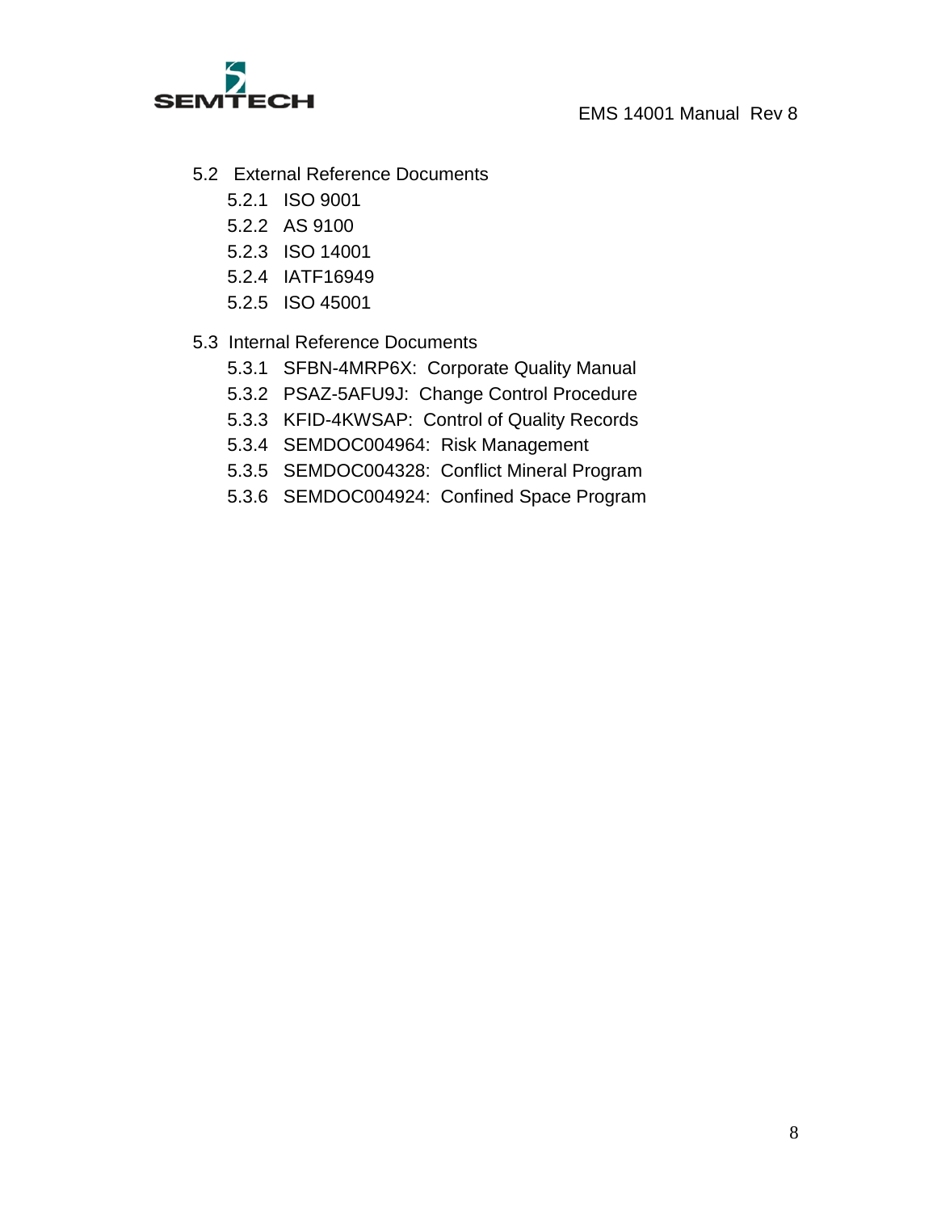5.2 External Reference Documents

- 5.2.1 ISO 9001
- 5.2.2 AS 9100
- 5.2.3 ISO 14001
- 5.2.4 IATF16949
- 5.2.5 ISO 45001

5.3 Internal Reference Documents

- 5.3.1 SFBN-4MRP6X: Corporate Quality Manual
- 5.3.2 PSAZ-5AFU9J: Change Control Procedure
- 5.3.3 KFID-4KWSAP: Control of Quality Records
- 5.3.4 SEMDOC004964: Risk Management
- 5.3.5 SEMDOC004328: Conflict Mineral Program
- 5.3.6 SEMDOC004924: Confined Space Program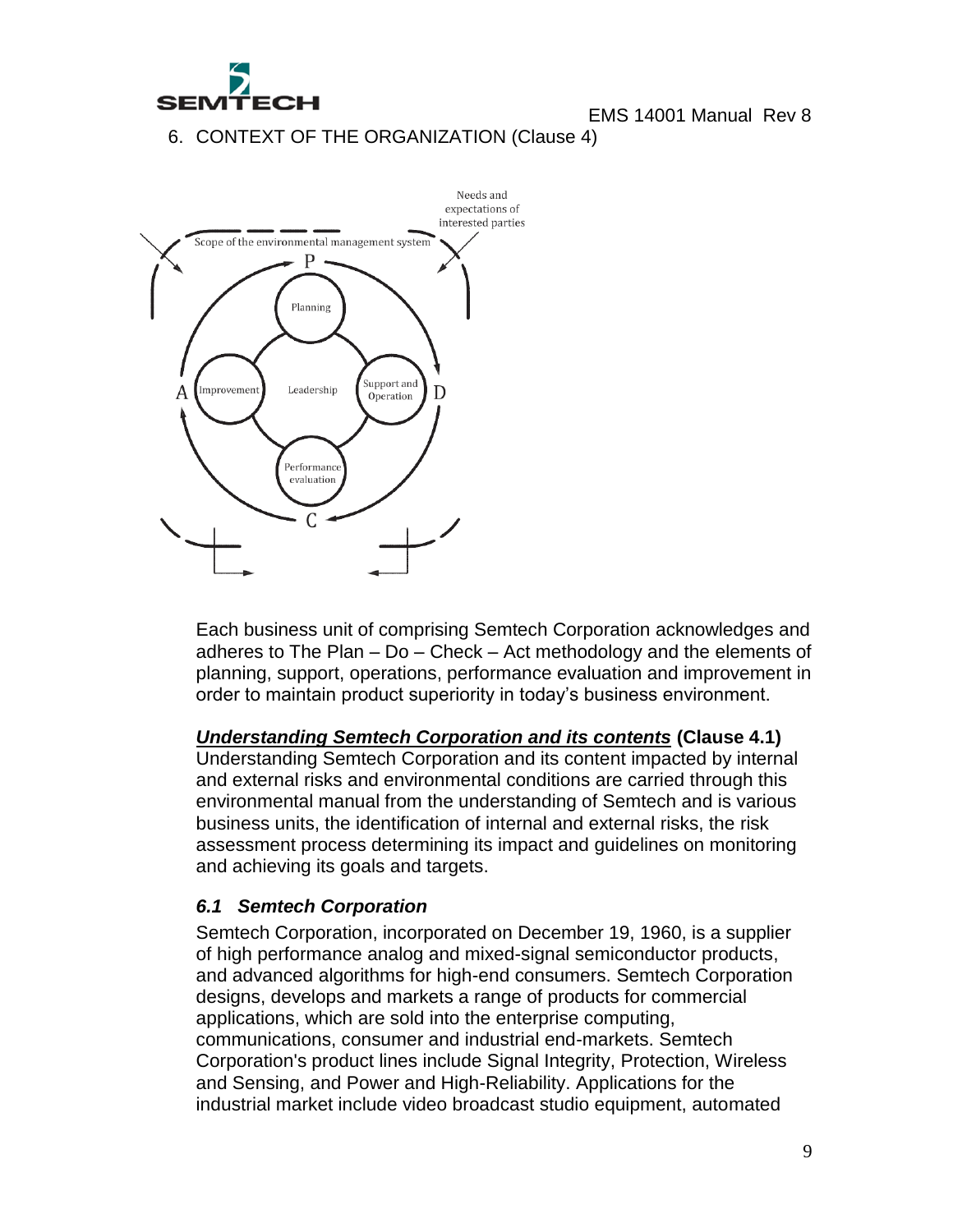## 6. CONTEXT OF THE ORGANIZATION (Clause 4)

Each business unit of comprising Semtech Corporation acknowledges and adheres to The Plan – Do – Check – Act methodology and the elements of planning, support, operations, performance evaluation and improvement in order to maintain product superiority in today's business environment.

***<u>Understanding Semtech Corporation and its contents</u>*** **(Clause 4.1)**
Understanding Semtech Corporation and its content impacted by internal and external risks and environmental conditions are carried through this environmental manual from the understanding of Semtech and is various business units, the identification of internal and external risks, the risk assessment process determining its impact and guidelines on monitoring and achieving its goals and targets.

### *6.1 Semtech Corporation*

Semtech Corporation, incorporated on December 19, 1960, is a supplier of high performance analog and mixed-signal semiconductor products, and advanced algorithms for high-end consumers. Semtech Corporation designs, develops and markets a range of products for commercial applications, which are sold into the enterprise computing, communications, consumer and industrial end-markets. Semtech Corporation's product lines include Signal Integrity, Protection, Wireless and Sensing, and Power and High-Reliability. Applications for the industrial market include video broadcast studio equipment, automated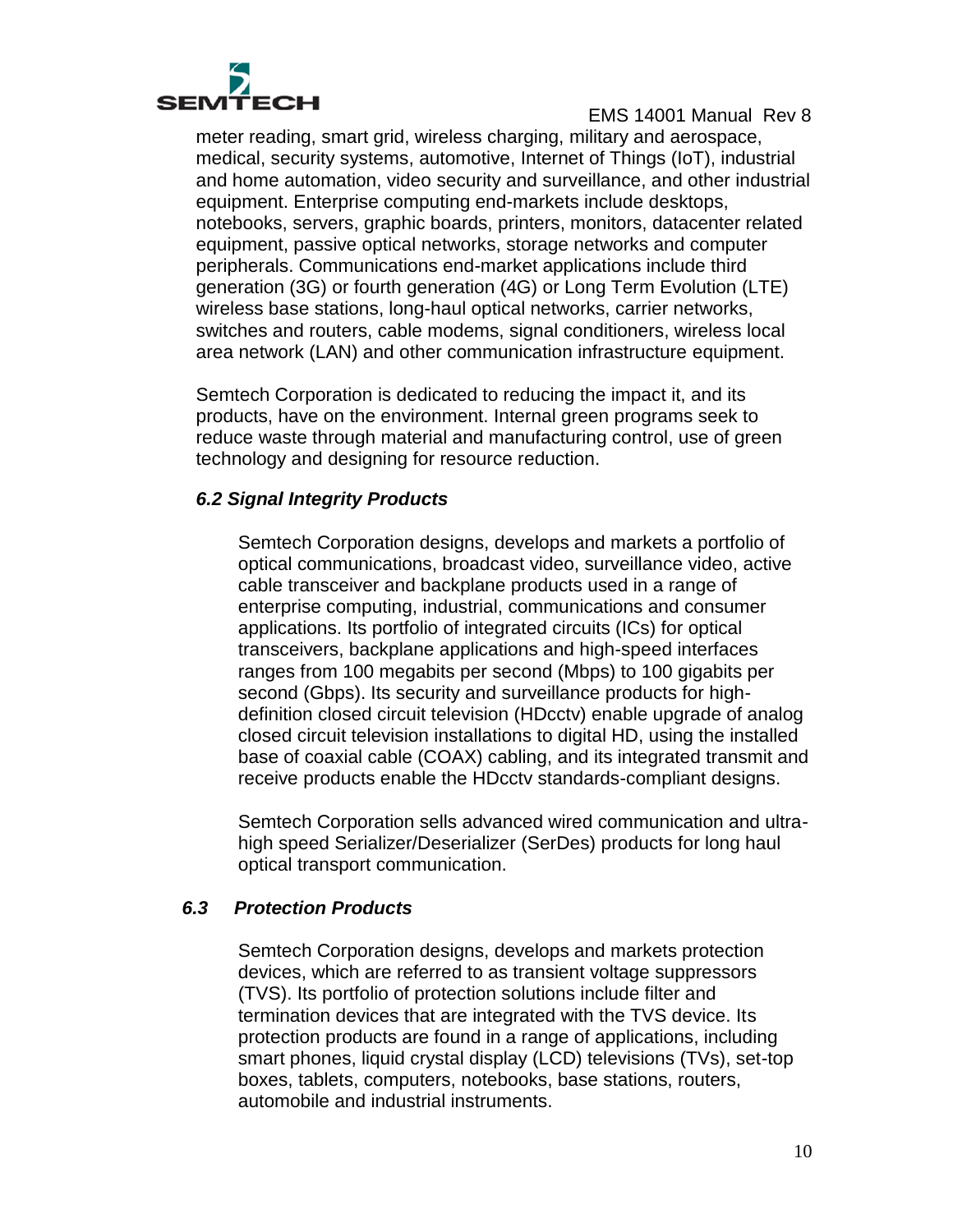meter reading, smart grid, wireless charging, military and aerospace, medical, security systems, automotive, Internet of Things (IoT), industrial and home automation, video security and surveillance, and other industrial equipment. Enterprise computing end-markets include desktops, notebooks, servers, graphic boards, printers, monitors, datacenter related equipment, passive optical networks, storage networks and computer peripherals. Communications end-market applications include third generation (3G) or fourth generation (4G) or Long Term Evolution (LTE) wireless base stations, long-haul optical networks, carrier networks, switches and routers, cable modems, signal conditioners, wireless local area network (LAN) and other communication infrastructure equipment.

Semtech Corporation is dedicated to reducing the impact it, and its products, have on the environment. Internal green programs seek to reduce waste through material and manufacturing control, use of green technology and designing for resource reduction.

### *6.2 Signal Integrity Products*

Semtech Corporation designs, develops and markets a portfolio of optical communications, broadcast video, surveillance video, active cable transceiver and backplane products used in a range of enterprise computing, industrial, communications and consumer applications. Its portfolio of integrated circuits (ICs) for optical transceivers, backplane applications and high-speed interfaces ranges from 100 megabits per second (Mbps) to 100 gigabits per second (Gbps). Its security and surveillance products for high-definition closed circuit television (HDcctv) enable upgrade of analog closed circuit television installations to digital HD, using the installed base of coaxial cable (COAX) cabling, and its integrated transmit and receive products enable the HDcctv standards-compliant designs.

Semtech Corporation sells advanced wired communication and ultra-high speed Serializer/Deserializer (SerDes) products for long haul optical transport communication.

### *6.3 Protection Products*

Semtech Corporation designs, develops and markets protection devices, which are referred to as transient voltage suppressors (TVS). Its portfolio of protection solutions include filter and termination devices that are integrated with the TVS device. Its protection products are found in a range of applications, including smart phones, liquid crystal display (LCD) televisions (TVs), set-top boxes, tablets, computers, notebooks, base stations, routers, automobile and industrial instruments.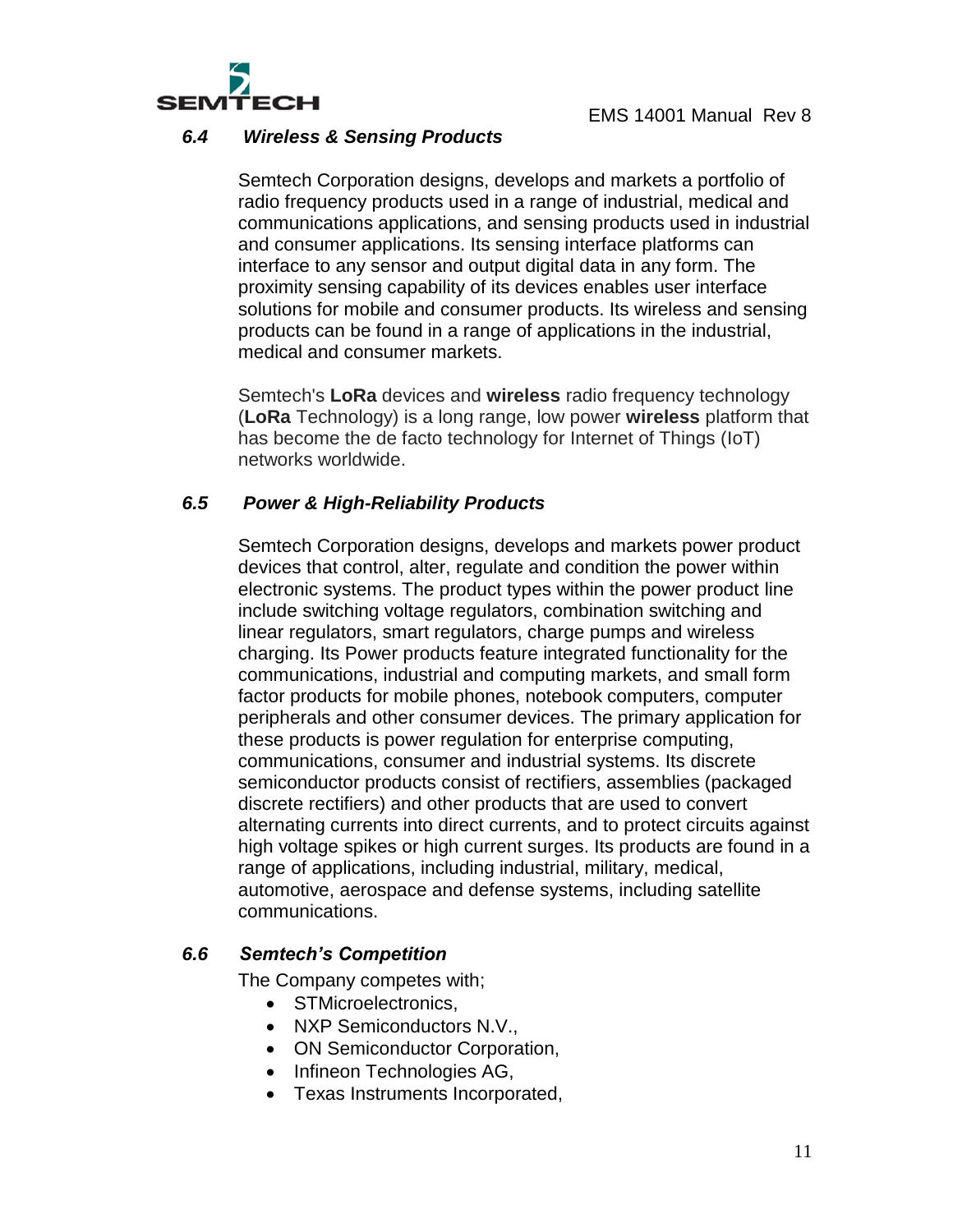### *6.4 Wireless & Sensing Products*

Semtech Corporation designs, develops and markets a portfolio of radio frequency products used in a range of industrial, medical and communications applications, and sensing products used in industrial and consumer applications. Its sensing interface platforms can interface to any sensor and output digital data in any form. The proximity sensing capability of its devices enables user interface solutions for mobile and consumer products. Its wireless and sensing products can be found in a range of applications in the industrial, medical and consumer markets.

Semtech's **LoRa** devices and **wireless** radio frequency technology (**LoRa** Technology) is a long range, low power **wireless** platform that has become the de facto technology for Internet of Things (IoT) networks worldwide.

### *6.5 Power & High-Reliability Products*

Semtech Corporation designs, develops and markets power product devices that control, alter, regulate and condition the power within electronic systems. The product types within the power product line include switching voltage regulators, combination switching and linear regulators, smart regulators, charge pumps and wireless charging. Its Power products feature integrated functionality for the communications, industrial and computing markets, and small form factor products for mobile phones, notebook computers, computer peripherals and other consumer devices. The primary application for these products is power regulation for enterprise computing, communications, consumer and industrial systems. Its discrete semiconductor products consist of rectifiers, assemblies (packaged discrete rectifiers) and other products that are used to convert alternating currents into direct currents, and to protect circuits against high voltage spikes or high current surges. Its products are found in a range of applications, including industrial, military, medical, automotive, aerospace and defense systems, including satellite communications.

### *6.6 Semtech's Competition*

The Company competes with;

- STMicroelectronics,
- NXP Semiconductors N.V.,
- ON Semiconductor Corporation,
- Infineon Technologies AG,
- Texas Instruments Incorporated,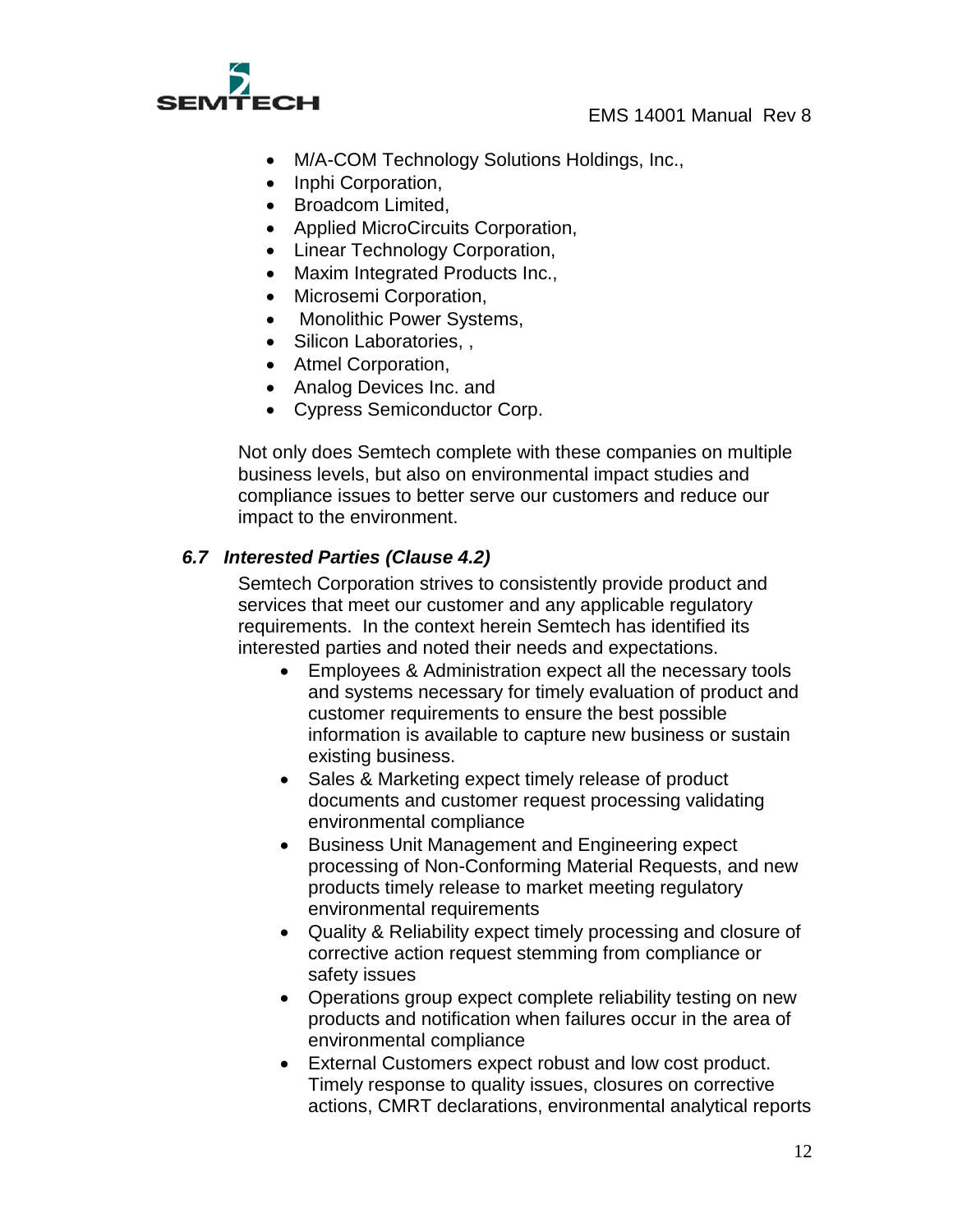- M/A-COM Technology Solutions Holdings, Inc.,
- Inphi Corporation,
- Broadcom Limited,
- Applied MicroCircuits Corporation,
- Linear Technology Corporation,
- Maxim Integrated Products Inc.,
- Microsemi Corporation,
- Monolithic Power Systems,
- Silicon Laboratories, ,
- Atmel Corporation,
- Analog Devices Inc. and
- Cypress Semiconductor Corp.

Not only does Semtech complete with these companies on multiple business levels, but also on environmental impact studies and compliance issues to better serve our customers and reduce our impact to the environment.

### *6.7 Interested Parties (Clause 4.2)*

Semtech Corporation strives to consistently provide product and services that meet our customer and any applicable regulatory requirements. In the context herein Semtech has identified its interested parties and noted their needs and expectations.

- Employees & Administration expect all the necessary tools and systems necessary for timely evaluation of product and customer requirements to ensure the best possible information is available to capture new business or sustain existing business.
- Sales & Marketing expect timely release of product documents and customer request processing validating environmental compliance
- Business Unit Management and Engineering expect processing of Non-Conforming Material Requests, and new products timely release to market meeting regulatory environmental requirements
- Quality & Reliability expect timely processing and closure of corrective action request stemming from compliance or safety issues
- Operations group expect complete reliability testing on new products and notification when failures occur in the area of environmental compliance
- External Customers expect robust and low cost product. Timely response to quality issues, closures on corrective actions, CMRT declarations, environmental analytical reports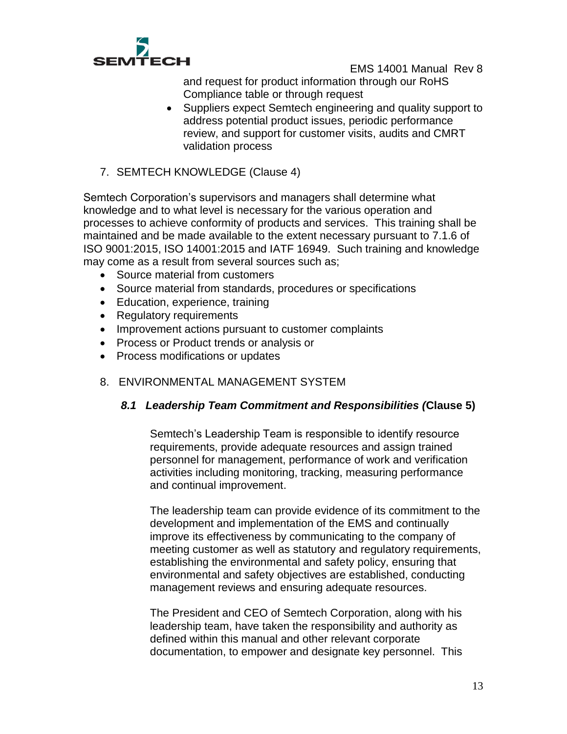and request for product information through our RoHS Compliance table or through request
- Suppliers expect Semtech engineering and quality support to address potential product issues, periodic performance review, and support for customer visits, audits and CMRT validation process

7. SEMTECH KNOWLEDGE (Clause 4)

Semtech Corporation's supervisors and managers shall determine what knowledge and to what level is necessary for the various operation and processes to achieve conformity of products and services. This training shall be maintained and be made available to the extent necessary pursuant to 7.1.6 of ISO 9001:2015, ISO 14001:2015 and IATF 16949. Such training and knowledge may come as a result from several sources such as;

- Source material from customers
- Source material from standards, procedures or specifications
- Education, experience, training
- Regulatory requirements
- Improvement actions pursuant to customer complaints
- Process or Product trends or analysis or
- Process modifications or updates

8. ENVIRONMENTAL MANAGEMENT SYSTEM

### *8.1 Leadership Team Commitment and Responsibilities (***Clause 5)**

Semtech's Leadership Team is responsible to identify resource requirements, provide adequate resources and assign trained personnel for management, performance of work and verification activities including monitoring, tracking, measuring performance and continual improvement.

The leadership team can provide evidence of its commitment to the development and implementation of the EMS and continually improve its effectiveness by communicating to the company of meeting customer as well as statutory and regulatory requirements, establishing the environmental and safety policy, ensuring that environmental and safety objectives are established, conducting management reviews and ensuring adequate resources.

The President and CEO of Semtech Corporation, along with his leadership team, have taken the responsibility and authority as defined within this manual and other relevant corporate documentation, to empower and designate key personnel. This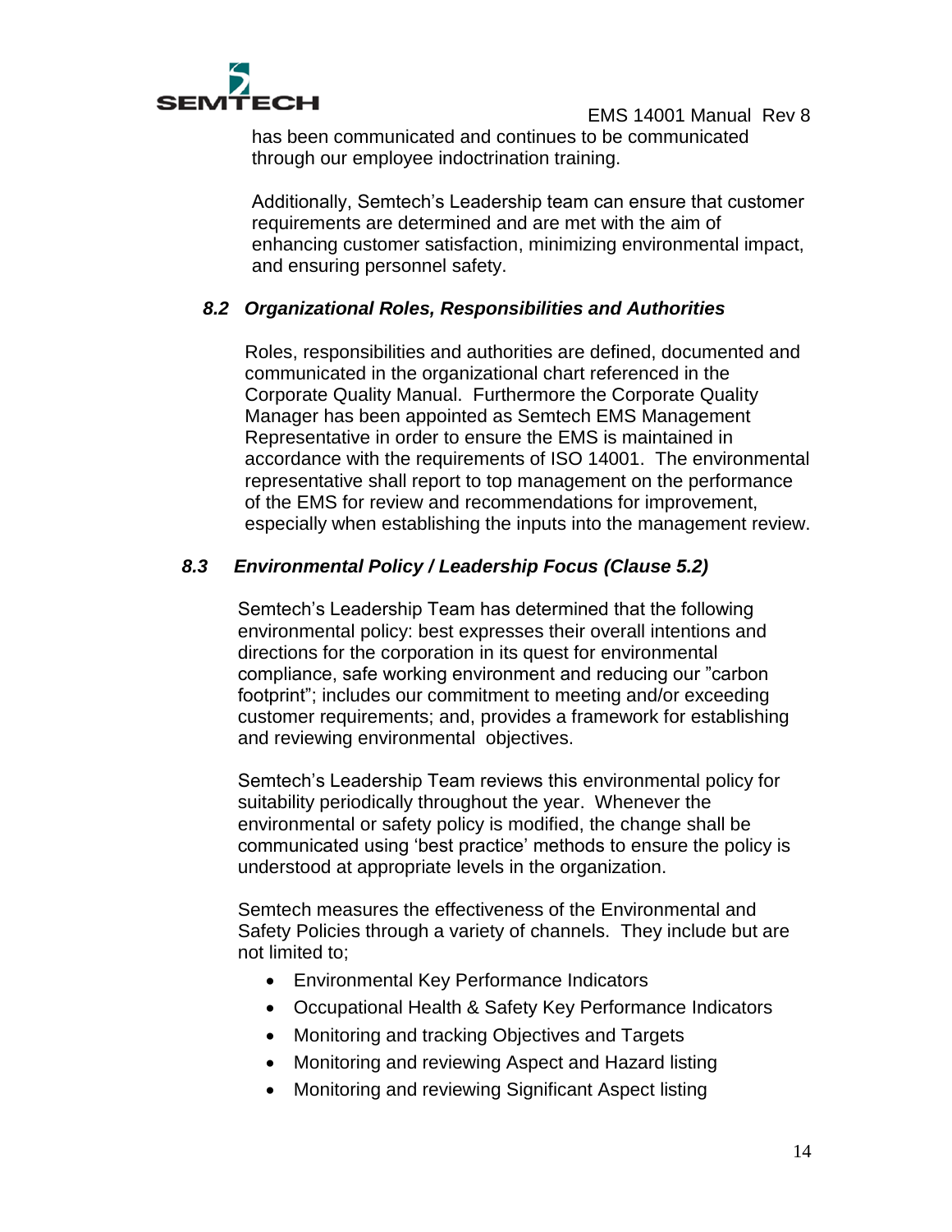has been communicated and continues to be communicated through our employee indoctrination training.

Additionally, Semtech's Leadership team can ensure that customer requirements are determined and are met with the aim of enhancing customer satisfaction, minimizing environmental impact, and ensuring personnel safety.

### *8.2 Organizational Roles, Responsibilities and Authorities*

Roles, responsibilities and authorities are defined, documented and communicated in the organizational chart referenced in the Corporate Quality Manual. Furthermore the Corporate Quality Manager has been appointed as Semtech EMS Management Representative in order to ensure the EMS is maintained in accordance with the requirements of ISO 14001. The environmental representative shall report to top management on the performance of the EMS for review and recommendations for improvement, especially when establishing the inputs into the management review.

### *8.3 Environmental Policy / Leadership Focus (Clause 5.2)*

Semtech's Leadership Team has determined that the following environmental policy: best expresses their overall intentions and directions for the corporation in its quest for environmental compliance, safe working environment and reducing our "carbon footprint"; includes our commitment to meeting and/or exceeding customer requirements; and, provides a framework for establishing and reviewing environmental objectives.

Semtech's Leadership Team reviews this environmental policy for suitability periodically throughout the year. Whenever the environmental or safety policy is modified, the change shall be communicated using 'best practice' methods to ensure the policy is understood at appropriate levels in the organization.

Semtech measures the effectiveness of the Environmental and Safety Policies through a variety of channels. They include but are not limited to;

- Environmental Key Performance Indicators
- Occupational Health & Safety Key Performance Indicators
- Monitoring and tracking Objectives and Targets
- Monitoring and reviewing Aspect and Hazard listing
- Monitoring and reviewing Significant Aspect listing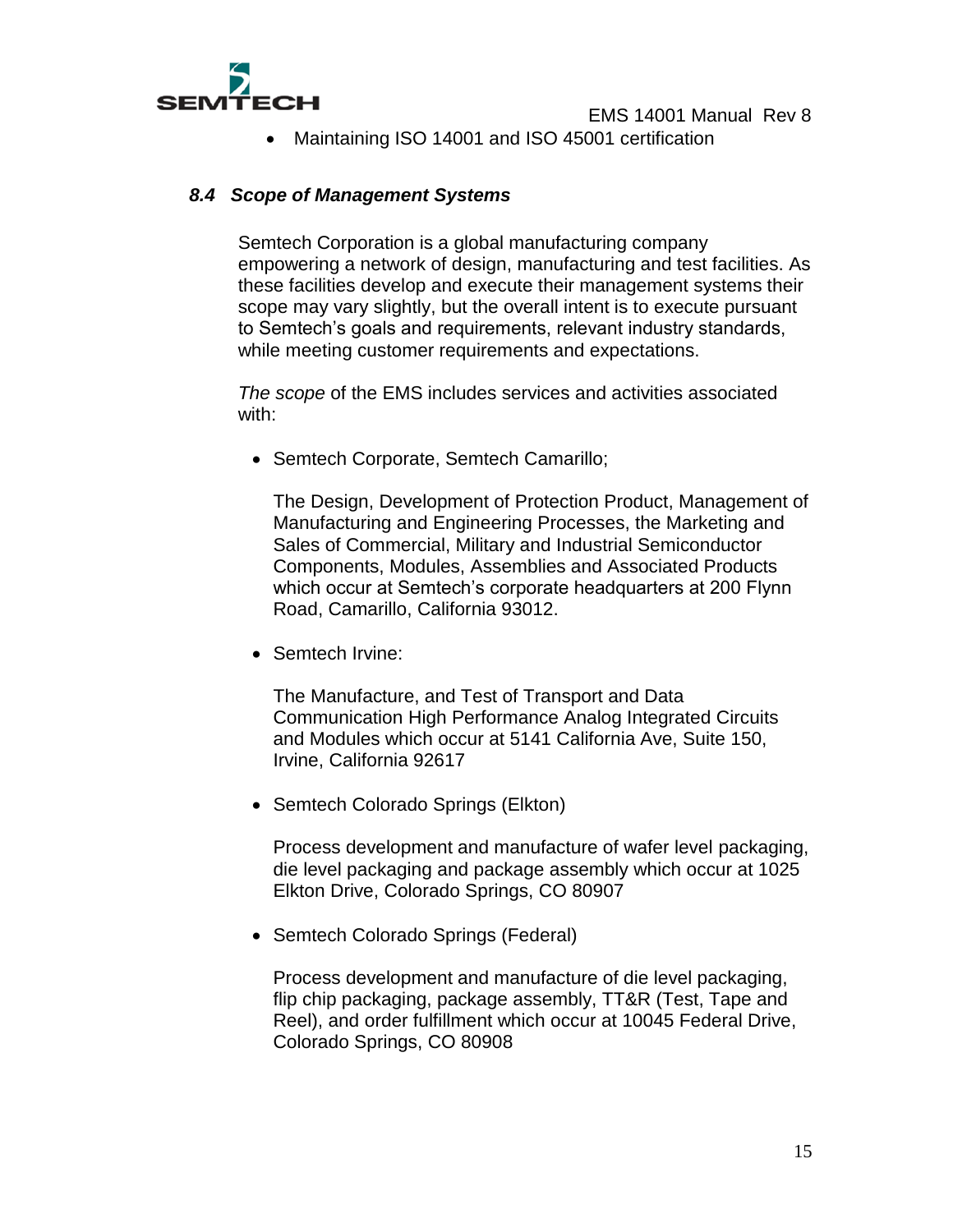- Maintaining ISO 14001 and ISO 45001 certification

### *8.4 Scope of Management Systems*

Semtech Corporation is a global manufacturing company empowering a network of design, manufacturing and test facilities. As these facilities develop and execute their management systems their scope may vary slightly, but the overall intent is to execute pursuant to Semtech's goals and requirements, relevant industry standards, while meeting customer requirements and expectations.

*The scope* of the EMS includes services and activities associated with:

- Semtech Corporate, Semtech Camarillo;

  The Design, Development of Protection Product, Management of Manufacturing and Engineering Processes, the Marketing and Sales of Commercial, Military and Industrial Semiconductor Components, Modules, Assemblies and Associated Products which occur at Semtech's corporate headquarters at 200 Flynn Road, Camarillo, California 93012.

- Semtech Irvine:

  The Manufacture, and Test of Transport and Data Communication High Performance Analog Integrated Circuits and Modules which occur at 5141 California Ave, Suite 150, Irvine, California 92617

- Semtech Colorado Springs (Elkton)

  Process development and manufacture of wafer level packaging, die level packaging and package assembly which occur at 1025 Elkton Drive, Colorado Springs, CO 80907

- Semtech Colorado Springs (Federal)

  Process development and manufacture of die level packaging, flip chip packaging, package assembly, TT&R (Test, Tape and Reel), and order fulfillment which occur at 10045 Federal Drive, Colorado Springs, CO 80908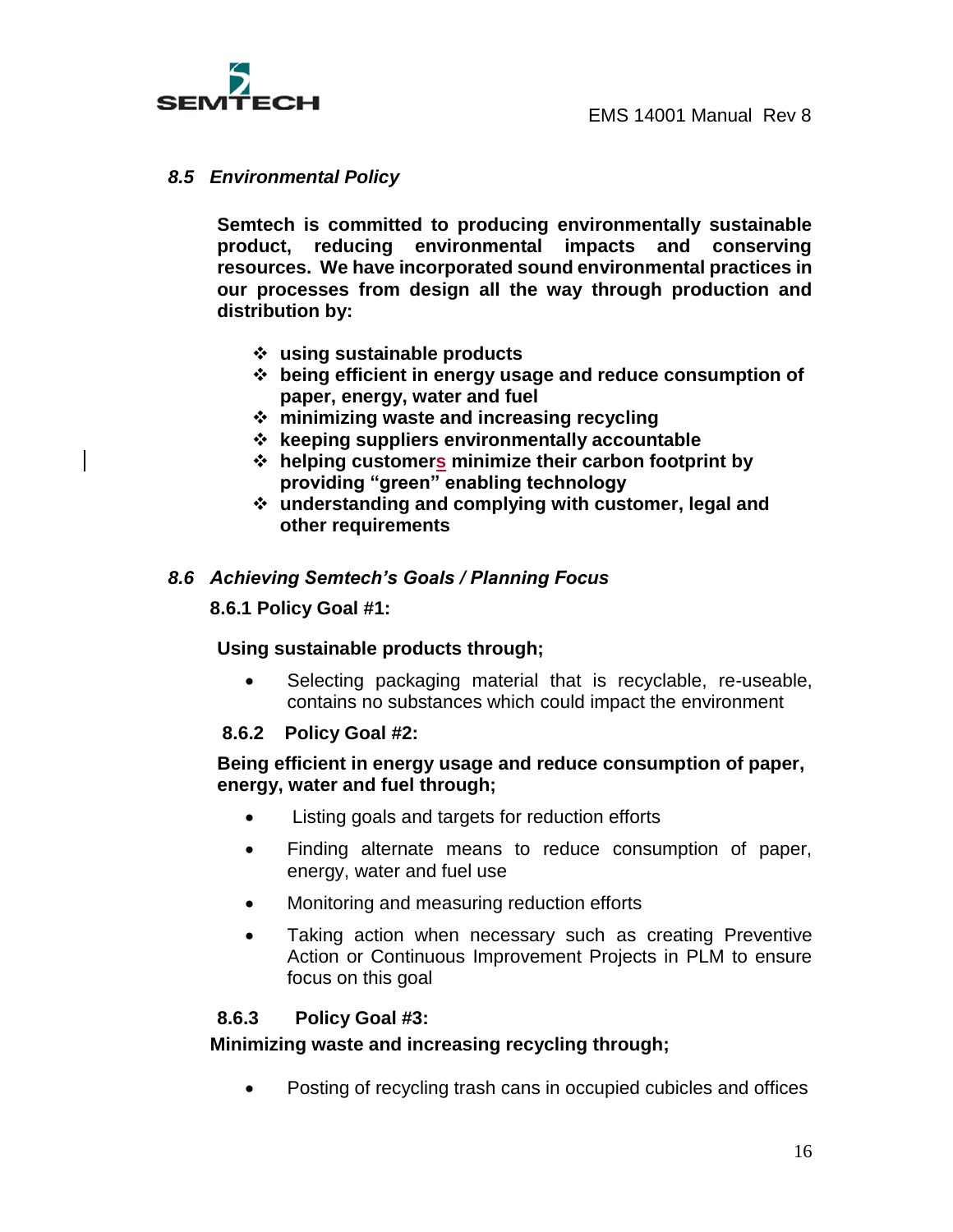### *8.5 Environmental Policy*

**Semtech is committed to producing environmentally sustainable product, reducing environmental impacts and conserving resources. We have incorporated sound environmental practices in our processes from design all the way through production and distribution by:**

- **using sustainable products**
- **being efficient in energy usage and reduce consumption of paper, energy, water and fuel**
- **minimizing waste and increasing recycling**
- **keeping suppliers environmentally accountable**
- **helping customers minimize their carbon footprint by providing "green" enabling technology**
- **understanding and complying with customer, legal and other requirements**

### *8.6 Achieving Semtech's Goals / Planning Focus*

#### 8.6.1 Policy Goal #1:

**Using sustainable products through;**

- Selecting packaging material that is recyclable, re-useable, contains no substances which could impact the environment

#### 8.6.2 Policy Goal #2:

**Being efficient in energy usage and reduce consumption of paper, energy, water and fuel through;**

- Listing goals and targets for reduction efforts
- Finding alternate means to reduce consumption of paper, energy, water and fuel use
- Monitoring and measuring reduction efforts
- Taking action when necessary such as creating Preventive Action or Continuous Improvement Projects in PLM to ensure focus on this goal

#### 8.6.3 Policy Goal #3:

**Minimizing waste and increasing recycling through;**

- Posting of recycling trash cans in occupied cubicles and offices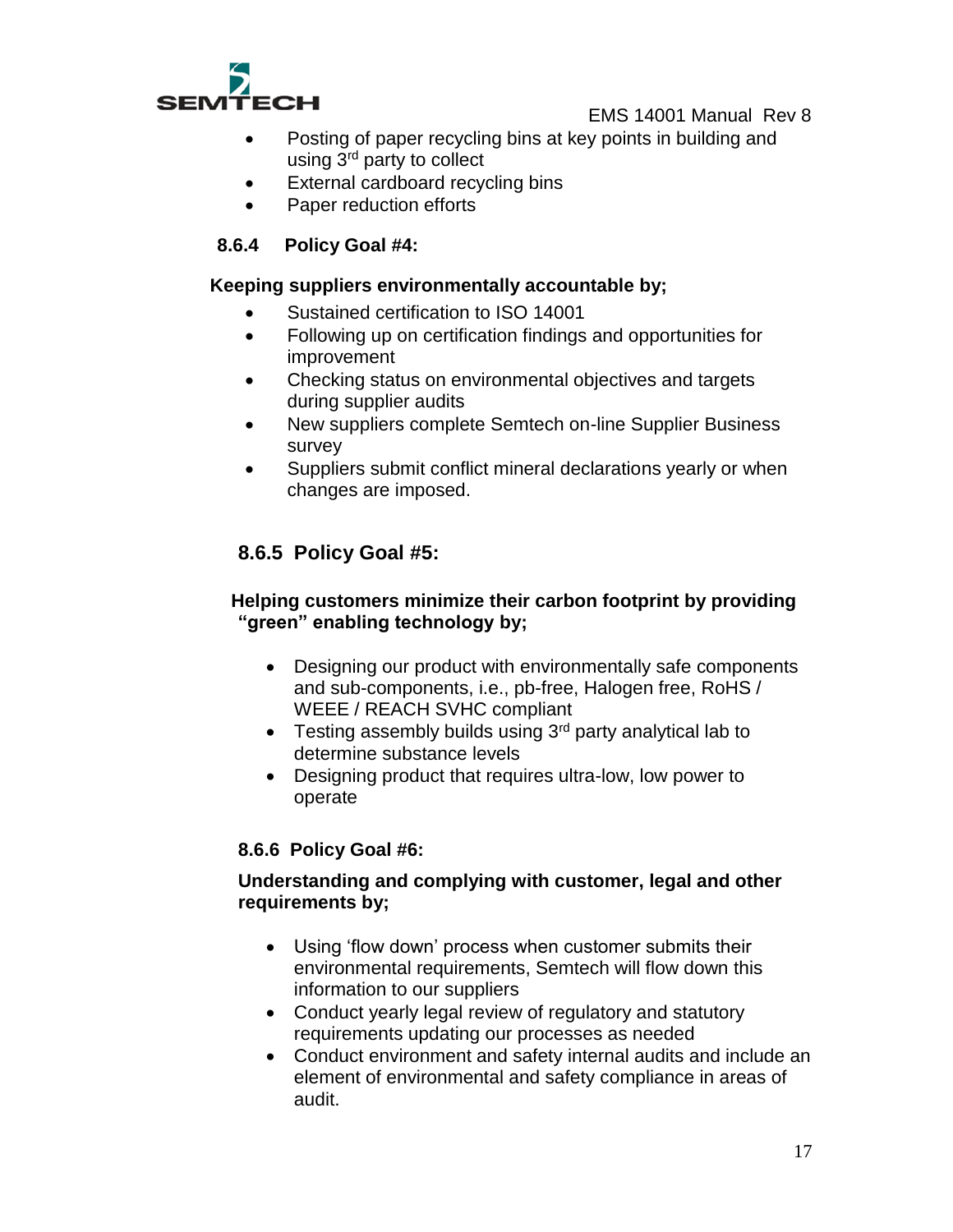- Posting of paper recycling bins at key points in building and using 3rd party to collect
- External cardboard recycling bins
- Paper reduction efforts

### 8.6.4 Policy Goal #4:

**Keeping suppliers environmentally accountable by;**

- Sustained certification to ISO 14001
- Following up on certification findings and opportunities for improvement
- Checking status on environmental objectives and targets during supplier audits
- New suppliers complete Semtech on-line Supplier Business survey
- Suppliers submit conflict mineral declarations yearly or when changes are imposed.

### 8.6.5 Policy Goal #5:

**Helping customers minimize their carbon footprint by providing "green" enabling technology by;**

- Designing our product with environmentally safe components and sub-components, i.e., pb-free, Halogen free, RoHS / WEEE / REACH SVHC compliant
- Testing assembly builds using 3rd party analytical lab to determine substance levels
- Designing product that requires ultra-low, low power to operate

### 8.6.6 Policy Goal #6:

**Understanding and complying with customer, legal and other requirements by;**

- Using 'flow down' process when customer submits their environmental requirements, Semtech will flow down this information to our suppliers
- Conduct yearly legal review of regulatory and statutory requirements updating our processes as needed
- Conduct environment and safety internal audits and include an element of environmental and safety compliance in areas of audit.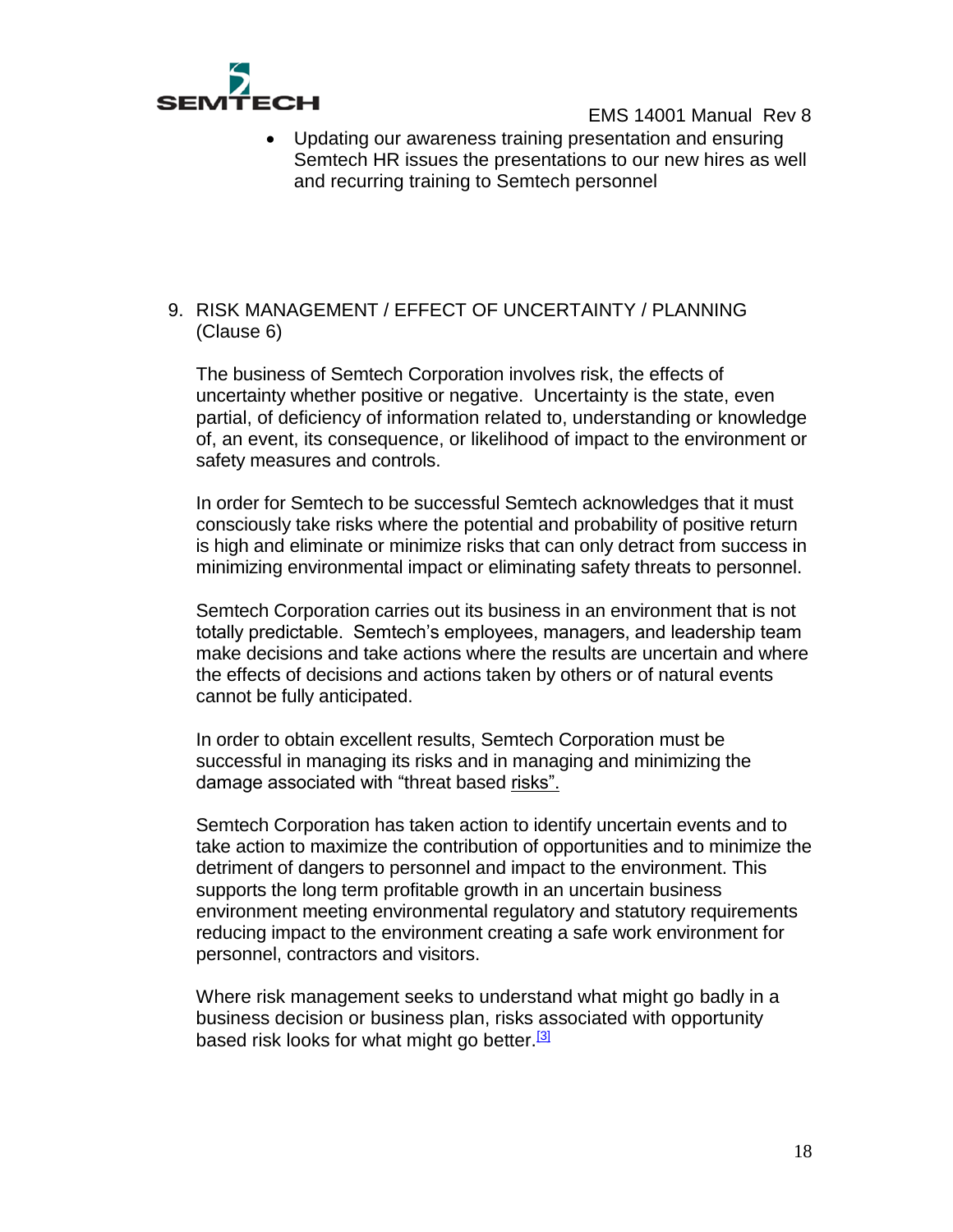- Updating our awareness training presentation and ensuring Semtech HR issues the presentations to our new hires as well and recurring training to Semtech personnel

## 9. RISK MANAGEMENT / EFFECT OF UNCERTAINTY / PLANNING (Clause 6)

The business of Semtech Corporation involves risk, the effects of uncertainty whether positive or negative. Uncertainty is the state, even partial, of deficiency of information related to, understanding or knowledge of, an event, its consequence, or likelihood of impact to the environment or safety measures and controls.

In order for Semtech to be successful Semtech acknowledges that it must consciously take risks where the potential and probability of positive return is high and eliminate or minimize risks that can only detract from success in minimizing environmental impact or eliminating safety threats to personnel.

Semtech Corporation carries out its business in an environment that is not totally predictable. Semtech's employees, managers, and leadership team make decisions and take actions where the results are uncertain and where the effects of decisions and actions taken by others or of natural events cannot be fully anticipated.

In order to obtain excellent results, Semtech Corporation must be successful in managing its risks and in managing and minimizing the damage associated with "threat based risks".

Semtech Corporation has taken action to identify uncertain events and to take action to maximize the contribution of opportunities and to minimize the detriment of dangers to personnel and impact to the environment. This supports the long term profitable growth in an uncertain business environment meeting environmental regulatory and statutory requirements reducing impact to the environment creating a safe work environment for personnel, contractors and visitors.

Where risk management seeks to understand what might go badly in a business decision or business plan, risks associated with opportunity based risk looks for what might go better.[3]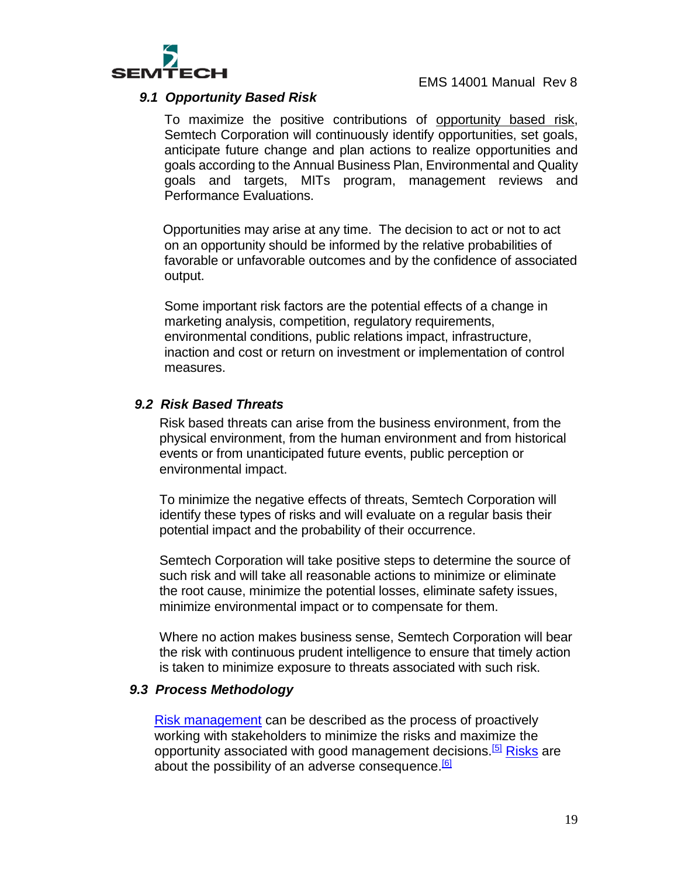### *9.1 Opportunity Based Risk*

To maximize the positive contributions of opportunity based risk, Semtech Corporation will continuously identify opportunities, set goals, anticipate future change and plan actions to realize opportunities and goals according to the Annual Business Plan, Environmental and Quality goals and targets, MITs program, management reviews and Performance Evaluations.

Opportunities may arise at any time. The decision to act or not to act on an opportunity should be informed by the relative probabilities of favorable or unfavorable outcomes and by the confidence of associated output.

Some important risk factors are the potential effects of a change in marketing analysis, competition, regulatory requirements, environmental conditions, public relations impact, infrastructure, inaction and cost or return on investment or implementation of control measures.

### *9.2 Risk Based Threats*

Risk based threats can arise from the business environment, from the physical environment, from the human environment and from historical events or from unanticipated future events, public perception or environmental impact.

To minimize the negative effects of threats, Semtech Corporation will identify these types of risks and will evaluate on a regular basis their potential impact and the probability of their occurrence.

Semtech Corporation will take positive steps to determine the source of such risk and will take all reasonable actions to minimize or eliminate the root cause, minimize the potential losses, eliminate safety issues, minimize environmental impact or to compensate for them.

Where no action makes business sense, Semtech Corporation will bear the risk with continuous prudent intelligence to ensure that timely action is taken to minimize exposure to threats associated with such risk.

### *9.3 Process Methodology*

Risk management can be described as the process of proactively working with stakeholders to minimize the risks and maximize the opportunity associated with good management decisions.[5] Risks are about the possibility of an adverse consequence.[6]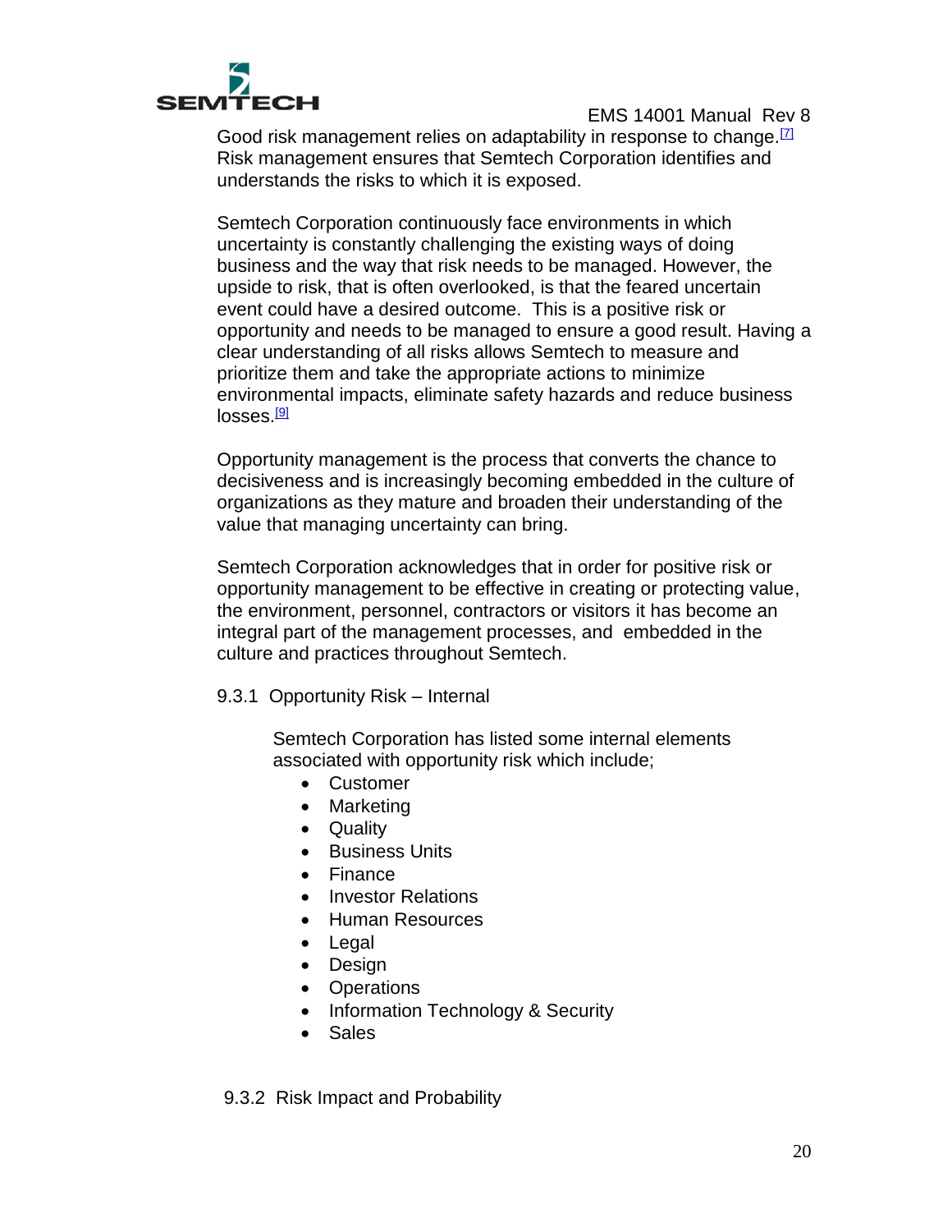Good risk management relies on adaptability in response to change.[7] Risk management ensures that Semtech Corporation identifies and understands the risks to which it is exposed.

Semtech Corporation continuously face environments in which uncertainty is constantly challenging the existing ways of doing business and the way that risk needs to be managed. However, the upside to risk, that is often overlooked, is that the feared uncertain event could have a desired outcome. This is a positive risk or opportunity and needs to be managed to ensure a good result. Having a clear understanding of all risks allows Semtech to measure and prioritize them and take the appropriate actions to minimize environmental impacts, eliminate safety hazards and reduce business losses.[9]

Opportunity management is the process that converts the chance to decisiveness and is increasingly becoming embedded in the culture of organizations as they mature and broaden their understanding of the value that managing uncertainty can bring.

Semtech Corporation acknowledges that in order for positive risk or opportunity management to be effective in creating or protecting value, the environment, personnel, contractors or visitors it has become an integral part of the management processes, and embedded in the culture and practices throughout Semtech.

### 9.3.1 Opportunity Risk – Internal

Semtech Corporation has listed some internal elements associated with opportunity risk which include;

- Customer
- Marketing
- Quality
- Business Units
- Finance
- Investor Relations
- Human Resources
- Legal
- Design
- Operations
- Information Technology & Security
- Sales

### 9.3.2 Risk Impact and Probability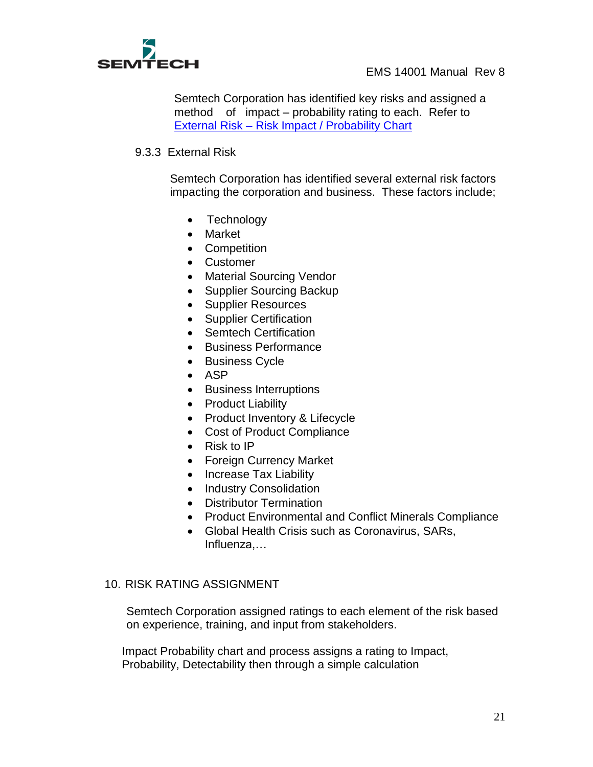Semtech Corporation has identified key risks and assigned a method of impact – probability rating to each. Refer to External Risk – Risk Impact / Probability Chart

### 9.3.3 External Risk

Semtech Corporation has identified several external risk factors impacting the corporation and business. These factors include;

- Technology
- Market
- Competition
- Customer
- Material Sourcing Vendor
- Supplier Sourcing Backup
- Supplier Resources
- Supplier Certification
- Semtech Certification
- Business Performance
- Business Cycle
- ASP
- Business Interruptions
- Product Liability
- Product Inventory & Lifecycle
- Cost of Product Compliance
- Risk to IP
- Foreign Currency Market
- Increase Tax Liability
- Industry Consolidation
- Distributor Termination
- Product Environmental and Conflict Minerals Compliance
- Global Health Crisis such as Coronavirus, SARs, Influenza,…

## 10. RISK RATING ASSIGNMENT

Semtech Corporation assigned ratings to each element of the risk based on experience, training, and input from stakeholders.

Impact Probability chart and process assigns a rating to Impact, Probability, Detectability then through a simple calculation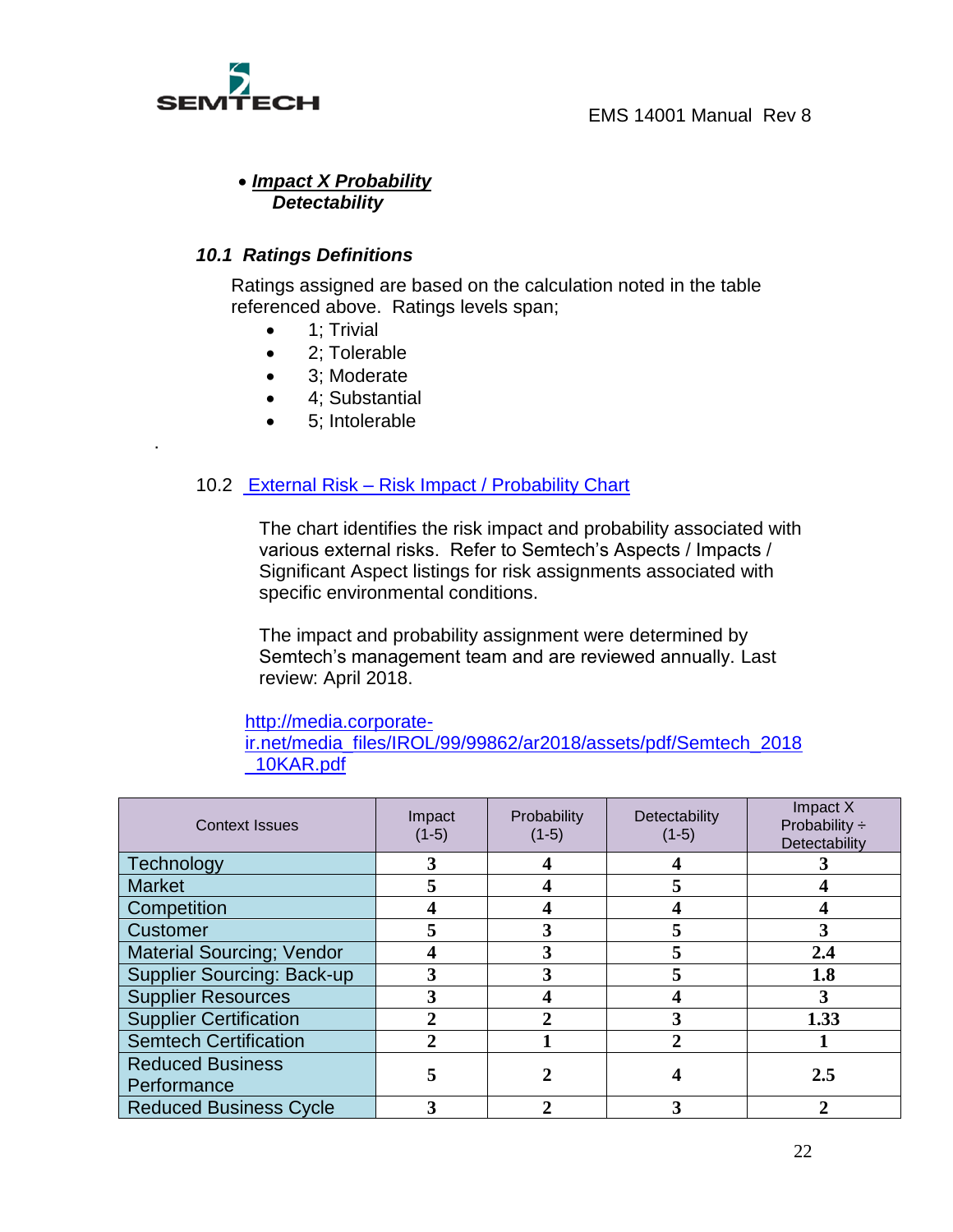- ***Impact X Probability***
  ***Detectability***

### *10.1 Ratings Definitions*

Ratings assigned are based on the calculation noted in the table referenced above. Ratings levels span;

- 1; Trivial
- 2; Tolerable
- 3; Moderate
- 4; Substantial
- 5; Intolerable

.

### 10.2 [External Risk – Risk Impact / Probability Chart]

The chart identifies the risk impact and probability associated with various external risks. Refer to Semtech's Aspects / Impacts / Significant Aspect listings for risk assignments associated with specific environmental conditions.

The impact and probability assignment were determined by Semtech's management team and are reviewed annually. Last review: April 2018.

[http://media.corporate-ir.net/media_files/IROL/99/99862/ar2018/assets/pdf/Semtech_2018_10KAR.pdf](http://media.corporate-ir.net/media_files/IROL/99/99862/ar2018/assets/pdf/Semtech_2018_10KAR.pdf)

| Context Issues | Impact (1-5) | Probability (1-5) | Detectability (1-5) | Impact X Probability ÷ Detectability |
|---|---|---|---|---|
| Technology | **3** | **4** | **4** | **3** |
| Market | **5** | **4** | **5** | **4** |
| Competition | **4** | **4** | **4** | **4** |
| Customer | **5** | **3** | **5** | **3** |
| Material Sourcing; Vendor | **4** | **3** | **5** | **2.4** |
| Supplier Sourcing: Back-up | **3** | **3** | **5** | **1.8** |
| Supplier Resources | **3** | **4** | **4** | **3** |
| Supplier Certification | **2** | **2** | **3** | **1.33** |
| Semtech Certification | **2** | **1** | **2** | **1** |
| Reduced Business Performance | **5** | **2** | **4** | **2.5** |
| Reduced Business Cycle | **3** | **2** | **3** | **2** |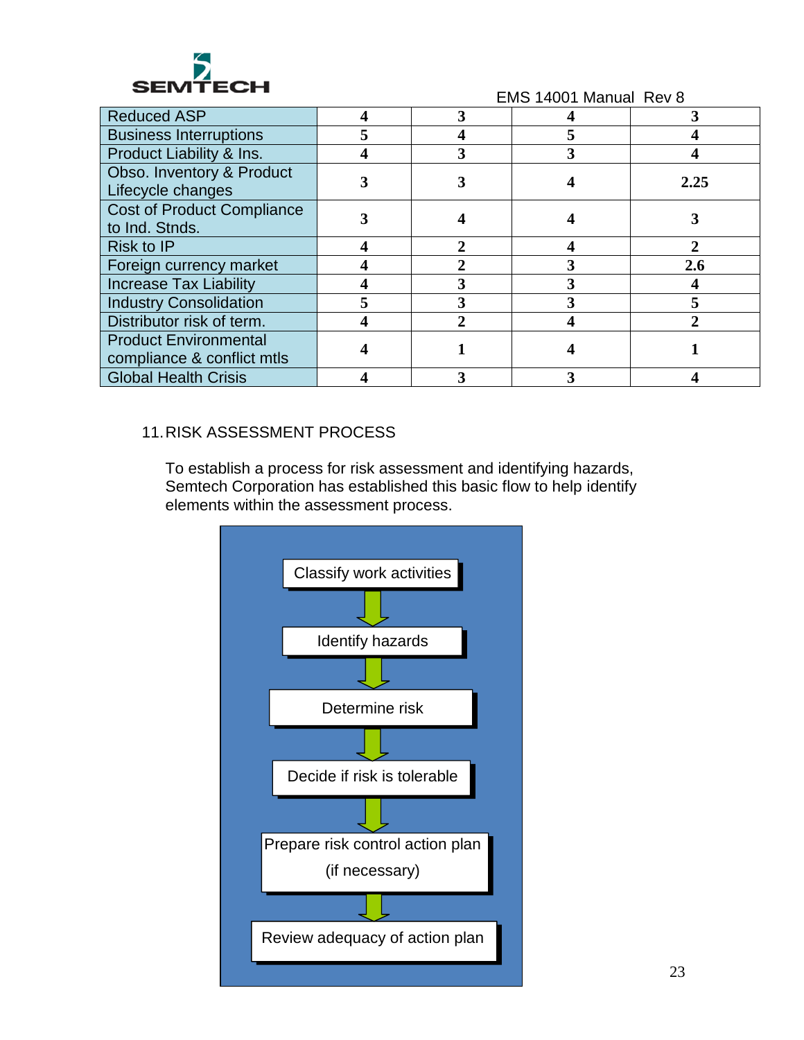| | | | | |
|---|---|---|---|---|
| Reduced ASP | 4 | 3 | 4 | 3 |
| Business Interruptions | 5 | 4 | 5 | 4 |
| Product Liability & Ins. | 4 | 3 | 3 | 4 |
| Obso. Inventory & Product Lifecycle changes | 3 | 3 | 4 | 2.25 |
| Cost of Product Compliance to Ind. Stnds. | 3 | 4 | 4 | 3 |
| Risk to IP | 4 | 2 | 4 | 2 |
| Foreign currency market | 4 | 2 | 3 | 2.6 |
| Increase Tax Liability | 4 | 3 | 3 | 4 |
| Industry Consolidation | 5 | 3 | 3 | 5 |
| Distributor risk of term. | 4 | 2 | 4 | 2 |
| Product Environmental compliance & conflict mtls | 4 | 1 | 4 | 1 |
| Global Health Crisis | 4 | 3 | 3 | 4 |

## 11. RISK ASSESSMENT PROCESS

To establish a process for risk assessment and identifying hazards, Semtech Corporation has established this basic flow to help identify elements within the assessment process.

1. Classify work activities
2. Identify hazards
3. Determine risk
4. Decide if risk is tolerable
5. Prepare risk control action plan (if necessary)
6. Review adequacy of action plan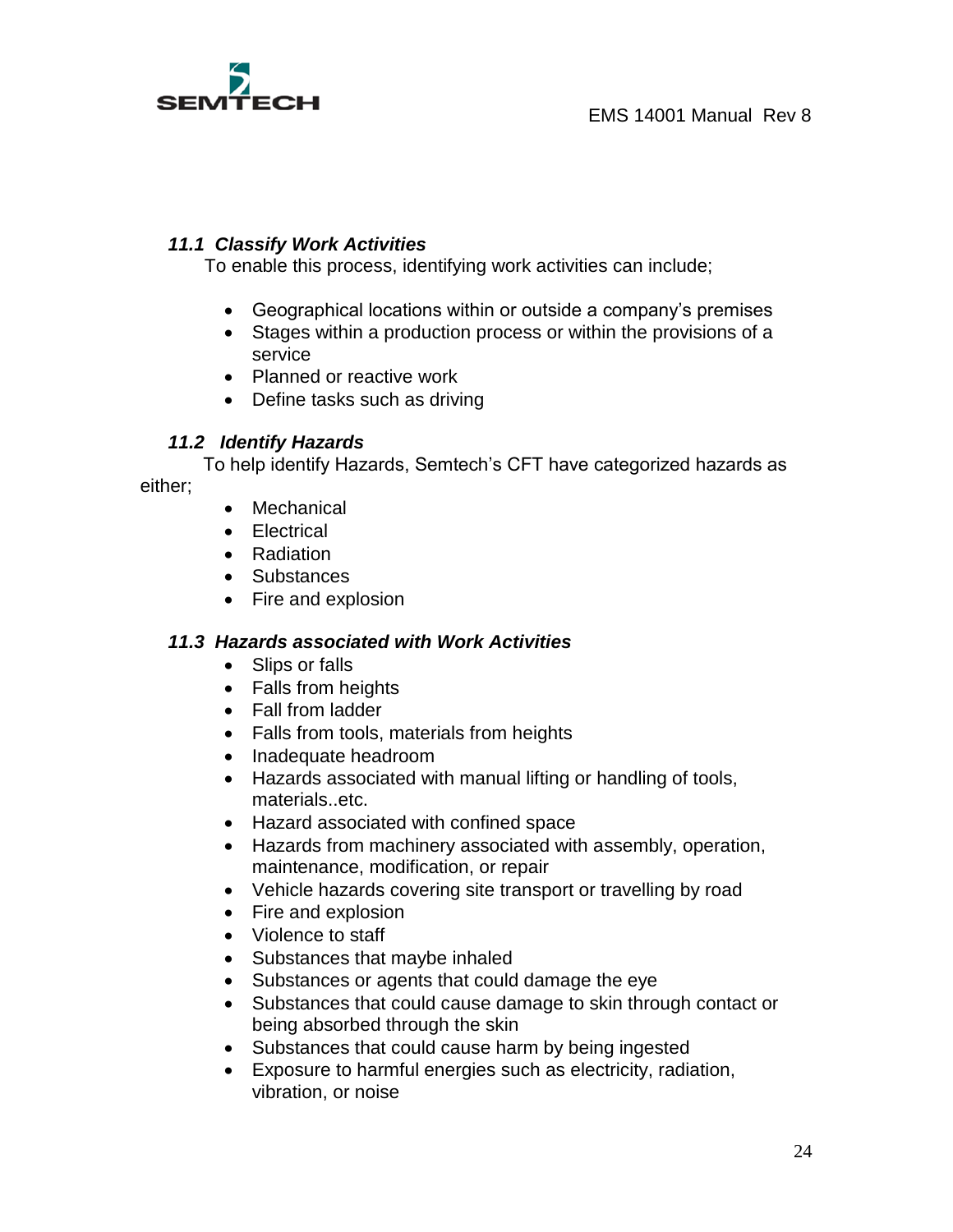### *11.1 Classify Work Activities*

To enable this process, identifying work activities can include;

- Geographical locations within or outside a company's premises
- Stages within a production process or within the provisions of a service
- Planned or reactive work
- Define tasks such as driving

### *11.2 Identify Hazards*

To help identify Hazards, Semtech's CFT have categorized hazards as either;

- Mechanical
- Electrical
- Radiation
- Substances
- Fire and explosion

### *11.3 Hazards associated with Work Activities*

- Slips or falls
- Falls from heights
- Fall from ladder
- Falls from tools, materials from heights
- Inadequate headroom
- Hazards associated with manual lifting or handling of tools, materials..etc.
- Hazard associated with confined space
- Hazards from machinery associated with assembly, operation, maintenance, modification, or repair
- Vehicle hazards covering site transport or travelling by road
- Fire and explosion
- Violence to staff
- Substances that maybe inhaled
- Substances or agents that could damage the eye
- Substances that could cause damage to skin through contact or being absorbed through the skin
- Substances that could cause harm by being ingested
- Exposure to harmful energies such as electricity, radiation, vibration, or noise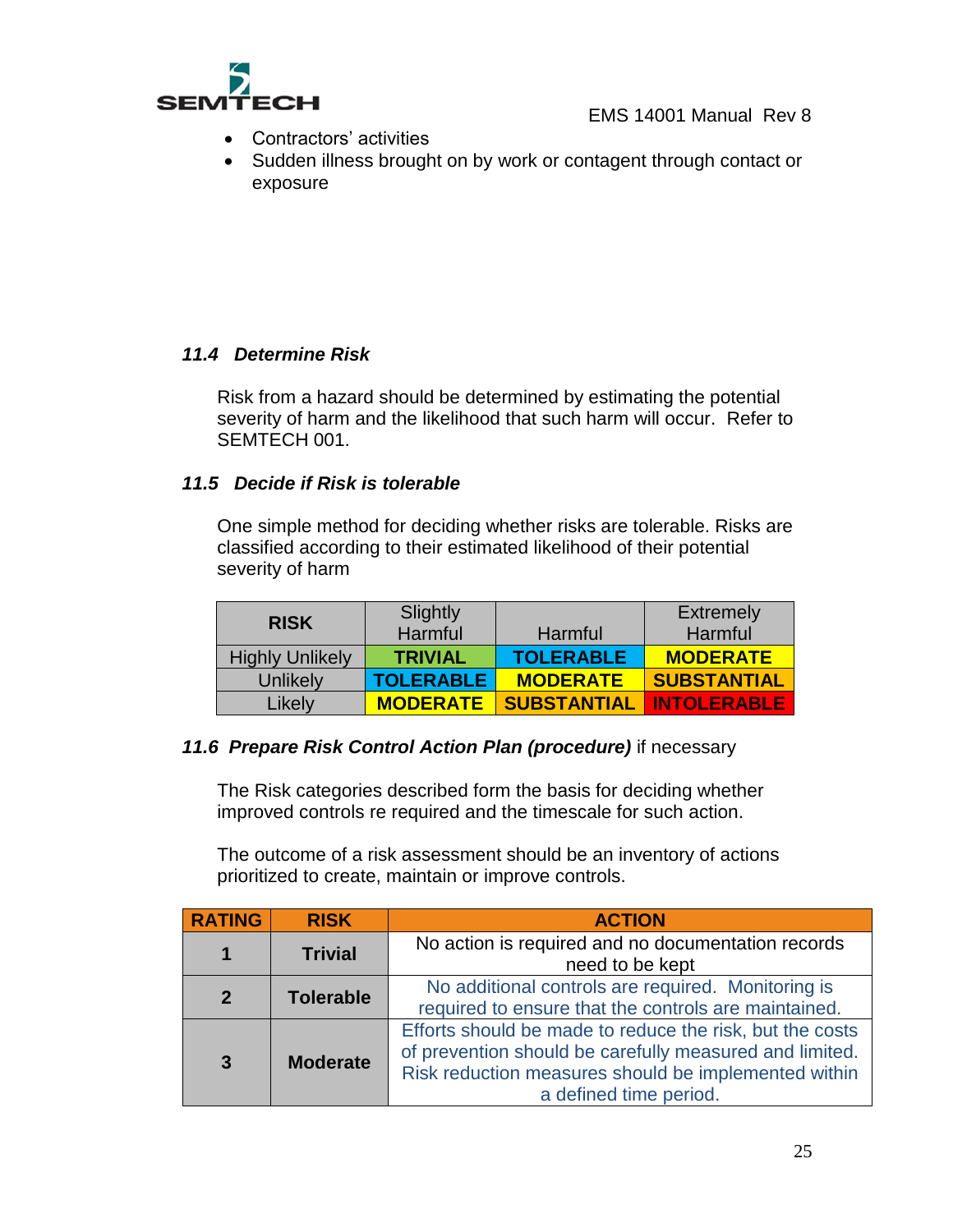- Contractors' activities
- Sudden illness brought on by work or contagent through contact or exposure

### *11.4 Determine Risk*

Risk from a hazard should be determined by estimating the potential severity of harm and the likelihood that such harm will occur. Refer to SEMTECH 001.

### *11.5 Decide if Risk is tolerable*

One simple method for deciding whether risks are tolerable. Risks are classified according to their estimated likelihood of their potential severity of harm

| RISK | Slightly Harmful | Harmful | Extremely Harmful |
|---|---|---|---|
| Highly Unlikely | **TRIVIAL** | **TOLERABLE** | **MODERATE** |
| Unlikely | **TOLERABLE** | **MODERATE** | **SUBSTANTIAL** |
| Likely | **MODERATE** | **SUBSTANTIAL** | **INTOLERABLE** |

### *11.6 Prepare Risk Control Action Plan (procedure)* if necessary

The Risk categories described form the basis for deciding whether improved controls re required and the timescale for such action.

The outcome of a risk assessment should be an inventory of actions prioritized to create, maintain or improve controls.

| RATING | RISK | ACTION |
|---|---|---|
| **1** | **Trivial** | No action is required and no documentation records need to be kept |
| **2** | **Tolerable** | No additional controls are required. Monitoring is required to ensure that the controls are maintained. |
| **3** | **Moderate** | Efforts should be made to reduce the risk, but the costs of prevention should be carefully measured and limited. Risk reduction measures should be implemented within a defined time period. |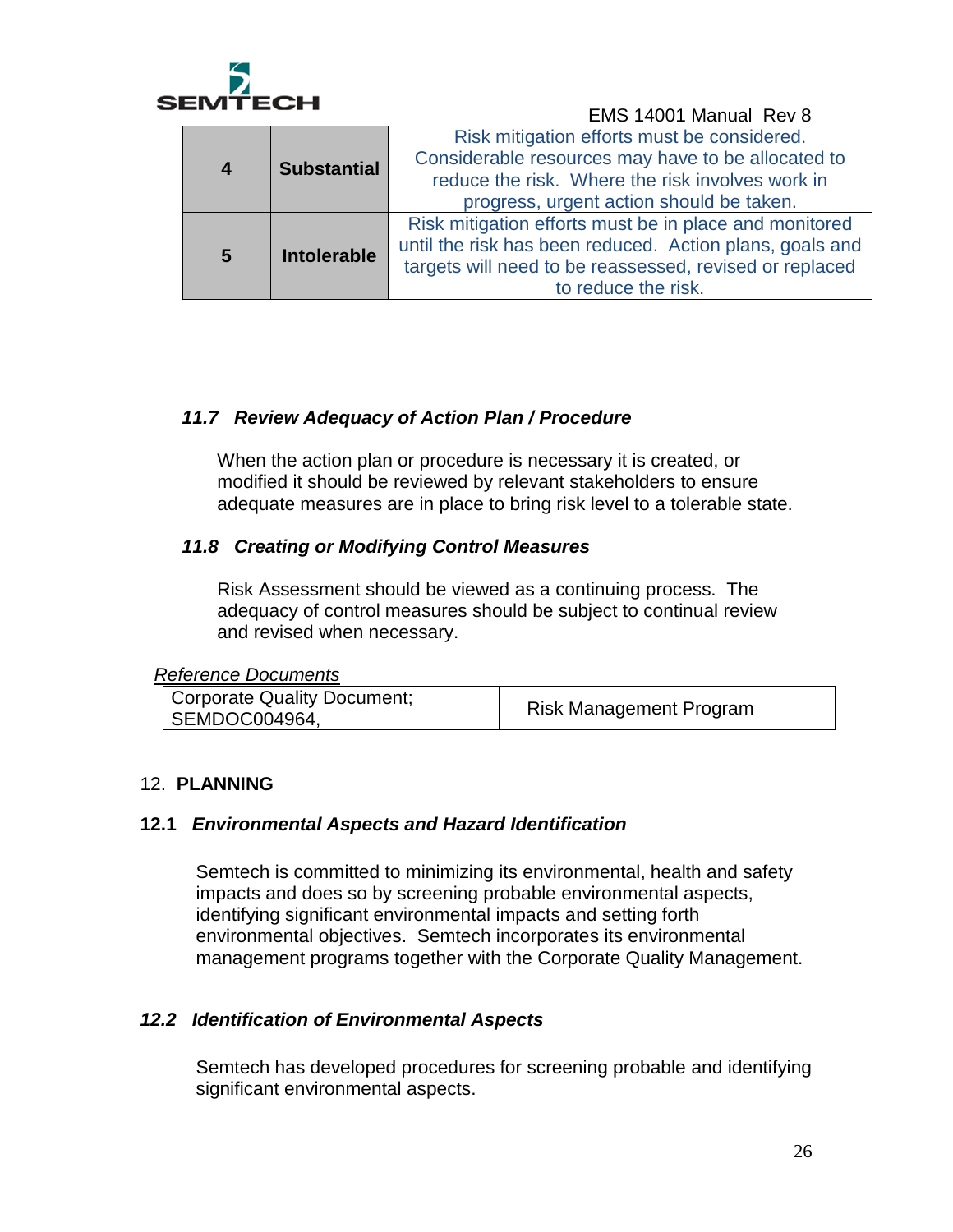| 4 | **Substantial** | Risk mitigation efforts must be considered. Considerable resources may have to be allocated to reduce the risk. Where the risk involves work in progress, urgent action should be taken. |
|---|---|---|
| **5** | **Intolerable** | Risk mitigation efforts must be in place and monitored until the risk has been reduced. Action plans, goals and targets will need to be reassessed, revised or replaced to reduce the risk. |

### *11.7 Review Adequacy of Action Plan / Procedure*

When the action plan or procedure is necessary it is created, or modified it should be reviewed by relevant stakeholders to ensure adequate measures are in place to bring risk level to a tolerable state.

### *11.8 Creating or Modifying Control Measures*

Risk Assessment should be viewed as a continuing process. The adequacy of control measures should be subject to continual review and revised when necessary.

*Reference Documents*

| Corporate Quality Document; SEMDOC004964, | Risk Management Program |
|---|---|

## 12. **PLANNING**

### **12.1** ***Environmental Aspects and Hazard Identification***

Semtech is committed to minimizing its environmental, health and safety impacts and does so by screening probable environmental aspects, identifying significant environmental impacts and setting forth environmental objectives. Semtech incorporates its environmental management programs together with the Corporate Quality Management.

### *12.2 Identification of Environmental Aspects*

Semtech has developed procedures for screening probable and identifying significant environmental aspects.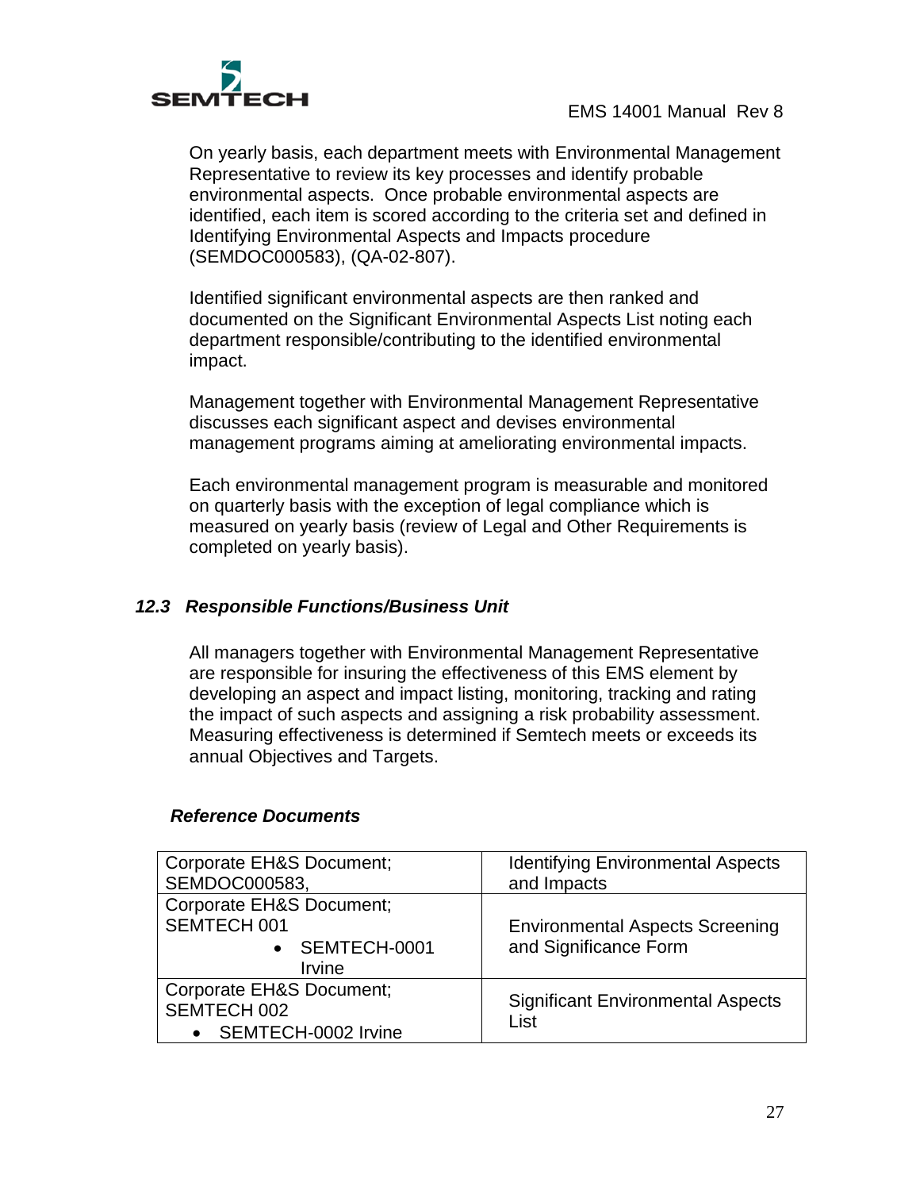On yearly basis, each department meets with Environmental Management Representative to review its key processes and identify probable environmental aspects. Once probable environmental aspects are identified, each item is scored according to the criteria set and defined in Identifying Environmental Aspects and Impacts procedure (SEMDOC000583), (QA-02-807).

Identified significant environmental aspects are then ranked and documented on the Significant Environmental Aspects List noting each department responsible/contributing to the identified environmental impact.

Management together with Environmental Management Representative discusses each significant aspect and devises environmental management programs aiming at ameliorating environmental impacts.

Each environmental management program is measurable and monitored on quarterly basis with the exception of legal compliance which is measured on yearly basis (review of Legal and Other Requirements is completed on yearly basis).

### *12.3 Responsible Functions/Business Unit*

All managers together with Environmental Management Representative are responsible for insuring the effectiveness of this EMS element by developing an aspect and impact listing, monitoring, tracking and rating the impact of such aspects and assigning a risk probability assessment. Measuring effectiveness is determined if Semtech meets or exceeds its annual Objectives and Targets.

***Reference Documents***

| | |
|---|---|
| Corporate EH&S Document; SEMDOC000583, | Identifying Environmental Aspects and Impacts |
| Corporate EH&S Document; SEMTECH 001 <br> • SEMTECH-0001 Irvine | Environmental Aspects Screening and Significance Form |
| Corporate EH&S Document; SEMTECH 002 <br> • SEMTECH-0002 Irvine | Significant Environmental Aspects List |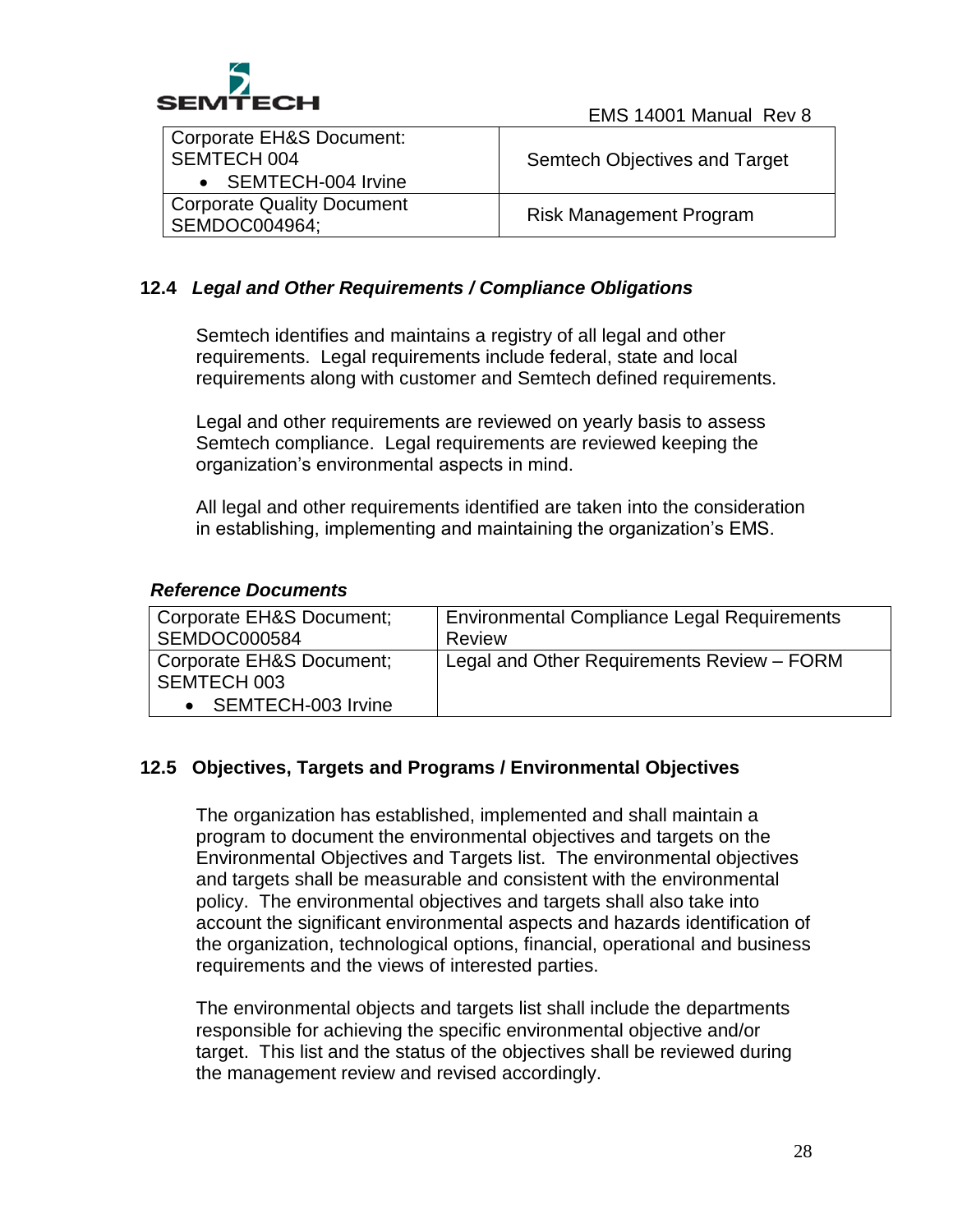| Corporate EH&S Document: SEMTECH 004<br>• SEMTECH-004 Irvine | Semtech Objectives and Target |
|---|---|
| Corporate Quality Document SEMDOC004964; | Risk Management Program |

### 12.4 *Legal and Other Requirements / Compliance Obligations*

Semtech identifies and maintains a registry of all legal and other requirements. Legal requirements include federal, state and local requirements along with customer and Semtech defined requirements.

Legal and other requirements are reviewed on yearly basis to assess Semtech compliance. Legal requirements are reviewed keeping the organization's environmental aspects in mind.

All legal and other requirements identified are taken into the consideration in establishing, implementing and maintaining the organization's EMS.

***Reference Documents***

| Corporate EH&S Document; SEMDOC000584 | Environmental Compliance Legal Requirements Review |
|---|---|
| Corporate EH&S Document; SEMTECH 003<br>• SEMTECH-003 Irvine | Legal and Other Requirements Review – FORM |

### 12.5 Objectives, Targets and Programs / Environmental Objectives

The organization has established, implemented and shall maintain a program to document the environmental objectives and targets on the Environmental Objectives and Targets list. The environmental objectives and targets shall be measurable and consistent with the environmental policy. The environmental objectives and targets shall also take into account the significant environmental aspects and hazards identification of the organization, technological options, financial, operational and business requirements and the views of interested parties.

The environmental objects and targets list shall include the departments responsible for achieving the specific environmental objective and/or target. This list and the status of the objectives shall be reviewed during the management review and revised accordingly.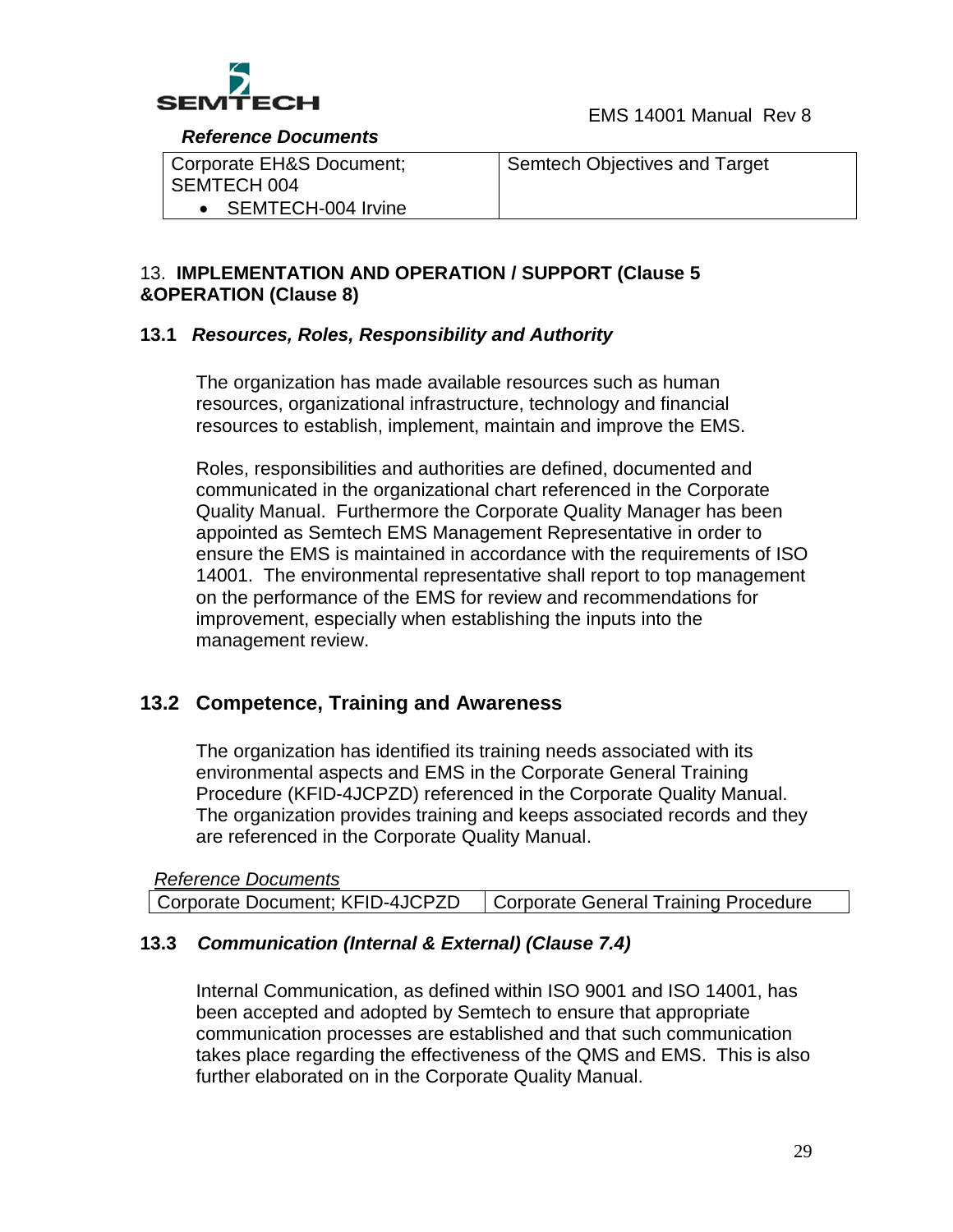*Reference Documents*

| Corporate EH&S Document; SEMTECH 004<br>• SEMTECH-004 Irvine | Semtech Objectives and Target |
|---|---|

## 13. **IMPLEMENTATION AND OPERATION / SUPPORT (Clause 5 &OPERATION (Clause 8)**

### 13.1 *Resources, Roles, Responsibility and Authority*

The organization has made available resources such as human resources, organizational infrastructure, technology and financial resources to establish, implement, maintain and improve the EMS.

Roles, responsibilities and authorities are defined, documented and communicated in the organizational chart referenced in the Corporate Quality Manual. Furthermore the Corporate Quality Manager has been appointed as Semtech EMS Management Representative in order to ensure the EMS is maintained in accordance with the requirements of ISO 14001. The environmental representative shall report to top management on the performance of the EMS for review and recommendations for improvement, especially when establishing the inputs into the management review.

### 13.2 Competence, Training and Awareness

The organization has identified its training needs associated with its environmental aspects and EMS in the Corporate General Training Procedure (KFID-4JCPZD) referenced in the Corporate Quality Manual. The organization provides training and keeps associated records and they are referenced in the Corporate Quality Manual.

*Reference Documents*

| Corporate Document; KFID-4JCPZD | Corporate General Training Procedure |
|---|---|

### 13.3 *Communication (Internal & External) (Clause 7.4)*

Internal Communication, as defined within ISO 9001 and ISO 14001, has been accepted and adopted by Semtech to ensure that appropriate communication processes are established and that such communication takes place regarding the effectiveness of the QMS and EMS. This is also further elaborated on in the Corporate Quality Manual.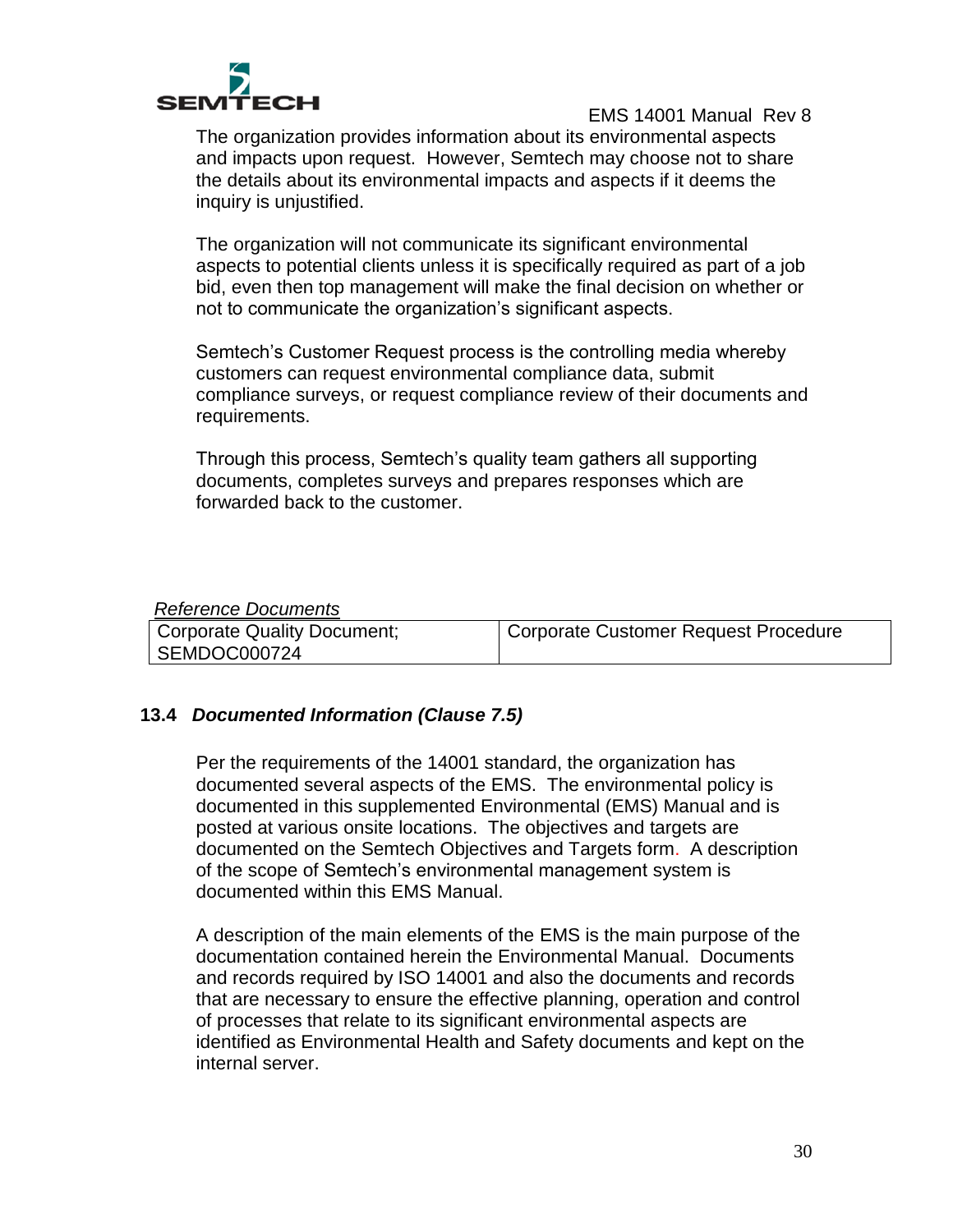The organization provides information about its environmental aspects and impacts upon request. However, Semtech may choose not to share the details about its environmental impacts and aspects if it deems the inquiry is unjustified.

The organization will not communicate its significant environmental aspects to potential clients unless it is specifically required as part of a job bid, even then top management will make the final decision on whether or not to communicate the organization's significant aspects.

Semtech's Customer Request process is the controlling media whereby customers can request environmental compliance data, submit compliance surveys, or request compliance review of their documents and requirements.

Through this process, Semtech's quality team gathers all supporting documents, completes surveys and prepares responses which are forwarded back to the customer.

*Reference Documents*

| Corporate Quality Document; SEMDOC000724 | Corporate Customer Request Procedure |
|---|---|

### 13.4 *Documented Information (Clause 7.5)*

Per the requirements of the 14001 standard, the organization has documented several aspects of the EMS. The environmental policy is documented in this supplemented Environmental (EMS) Manual and is posted at various onsite locations. The objectives and targets are documented on the Semtech Objectives and Targets form. A description of the scope of Semtech's environmental management system is documented within this EMS Manual.

A description of the main elements of the EMS is the main purpose of the documentation contained herein the Environmental Manual. Documents and records required by ISO 14001 and also the documents and records that are necessary to ensure the effective planning, operation and control of processes that relate to its significant environmental aspects are identified as Environmental Health and Safety documents and kept on the internal server.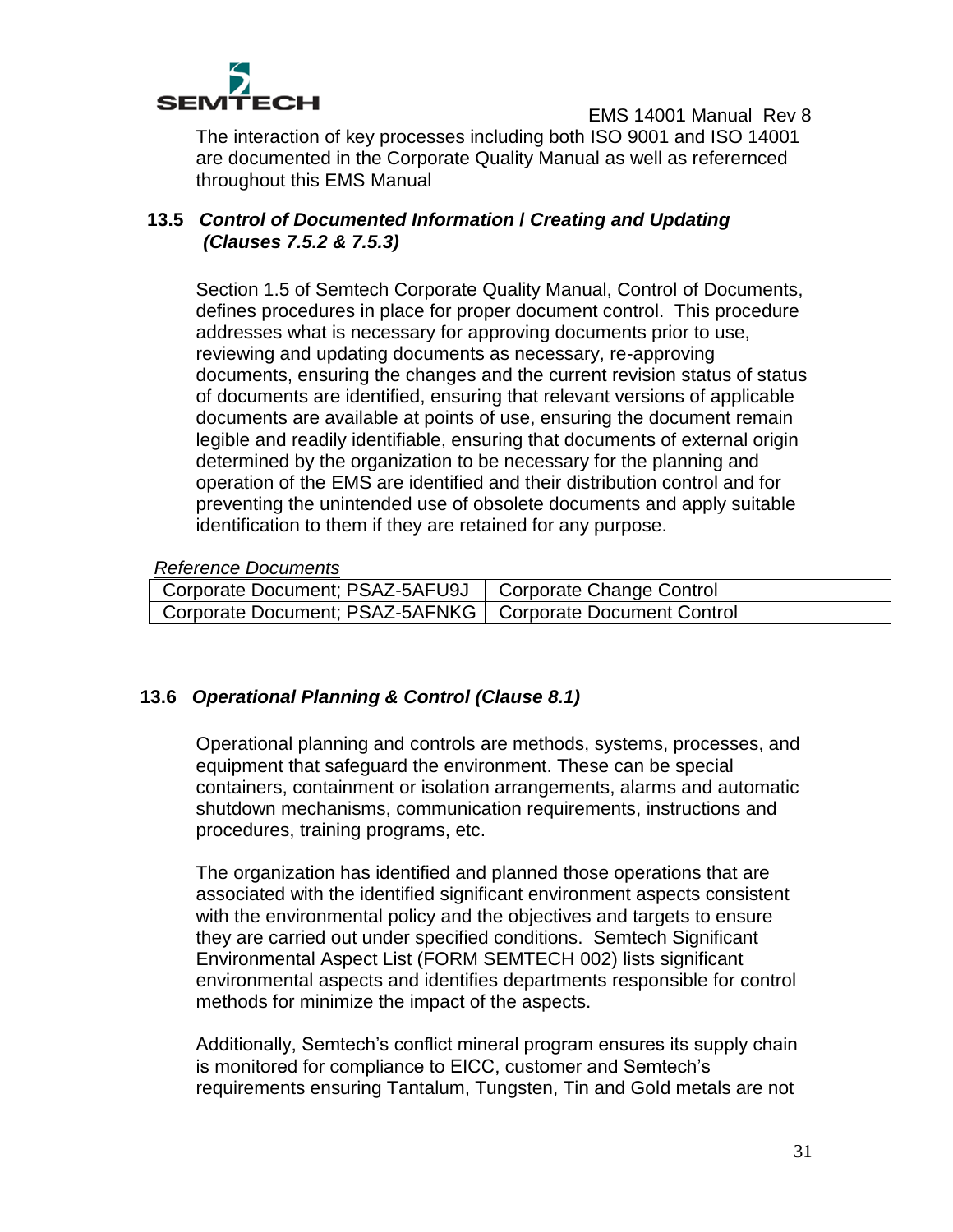The interaction of key processes including both ISO 9001 and ISO 14001 are documented in the Corporate Quality Manual as well as referernced throughout this EMS Manual

### 13.5 *Control of Documented Information / Creating and Updating (Clauses 7.5.2 & 7.5.3)*

Section 1.5 of Semtech Corporate Quality Manual, Control of Documents, defines procedures in place for proper document control. This procedure addresses what is necessary for approving documents prior to use, reviewing and updating documents as necessary, re-approving documents, ensuring the changes and the current revision status of status of documents are identified, ensuring that relevant versions of applicable documents are available at points of use, ensuring the document remain legible and readily identifiable, ensuring that documents of external origin determined by the organization to be necessary for the planning and operation of the EMS are identified and their distribution control and for preventing the unintended use of obsolete documents and apply suitable identification to them if they are retained for any purpose.

*Reference Documents*

| | |
|---|---|
| Corporate Document; PSAZ-5AFU9J | Corporate Change Control |
| Corporate Document; PSAZ-5AFNKG | Corporate Document Control |

### 13.6 *Operational Planning & Control (Clause 8.1)*

Operational planning and controls are methods, systems, processes, and equipment that safeguard the environment. These can be special containers, containment or isolation arrangements, alarms and automatic shutdown mechanisms, communication requirements, instructions and procedures, training programs, etc.

The organization has identified and planned those operations that are associated with the identified significant environment aspects consistent with the environmental policy and the objectives and targets to ensure they are carried out under specified conditions. Semtech Significant Environmental Aspect List (FORM SEMTECH 002) lists significant environmental aspects and identifies departments responsible for control methods for minimize the impact of the aspects.

Additionally, Semtech's conflict mineral program ensures its supply chain is monitored for compliance to EICC, customer and Semtech's requirements ensuring Tantalum, Tungsten, Tin and Gold metals are not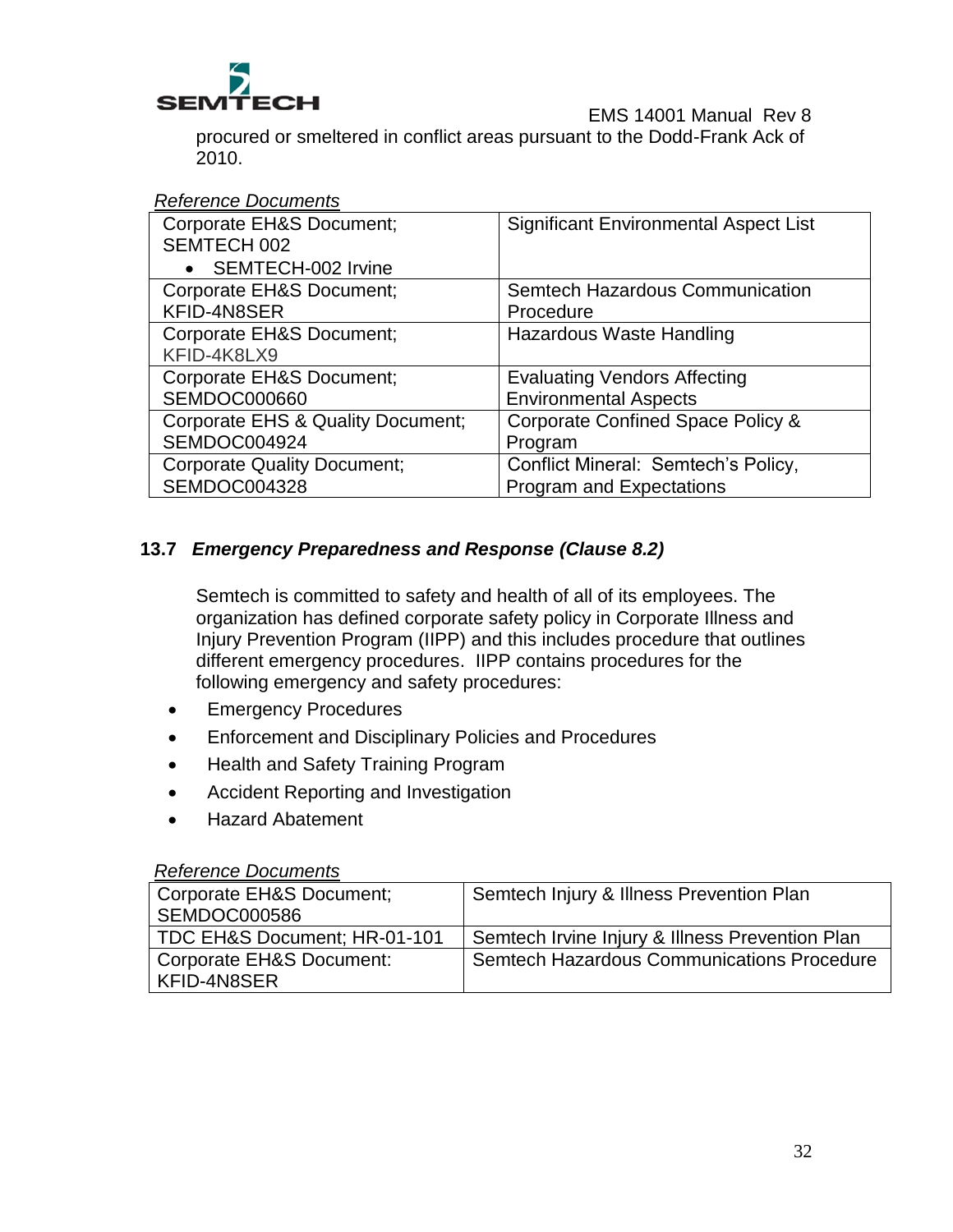procured or smeltered in conflict areas pursuant to the Dodd-Frank Ack of 2010.

*Reference Documents*

| Corporate EH&S Document; SEMTECH 002<br>• SEMTECH-002 Irvine | Significant Environmental Aspect List |
|---|---|
| Corporate EH&S Document; KFID-4N8SER | Semtech Hazardous Communication Procedure |
| Corporate EH&S Document; KFID-4K8LX9 | Hazardous Waste Handling |
| Corporate EH&S Document; SEMDOC000660 | Evaluating Vendors Affecting Environmental Aspects |
| Corporate EHS & Quality Document; SEMDOC004924 | Corporate Confined Space Policy & Program |
| Corporate Quality Document; SEMDOC004328 | Conflict Mineral: Semtech's Policy, Program and Expectations |

### 13.7 *Emergency Preparedness and Response (Clause 8.2)*

Semtech is committed to safety and health of all of its employees. The organization has defined corporate safety policy in Corporate Illness and Injury Prevention Program (IIPP) and this includes procedure that outlines different emergency procedures. IIPP contains procedures for the following emergency and safety procedures:

- Emergency Procedures
- Enforcement and Disciplinary Policies and Procedures
- Health and Safety Training Program
- Accident Reporting and Investigation
- Hazard Abatement

*Reference Documents*

| Corporate EH&S Document; SEMDOC000586 | Semtech Injury & Illness Prevention Plan |
|---|---|
| TDC EH&S Document; HR-01-101 | Semtech Irvine Injury & Illness Prevention Plan |
| Corporate EH&S Document: KFID-4N8SER | Semtech Hazardous Communications Procedure |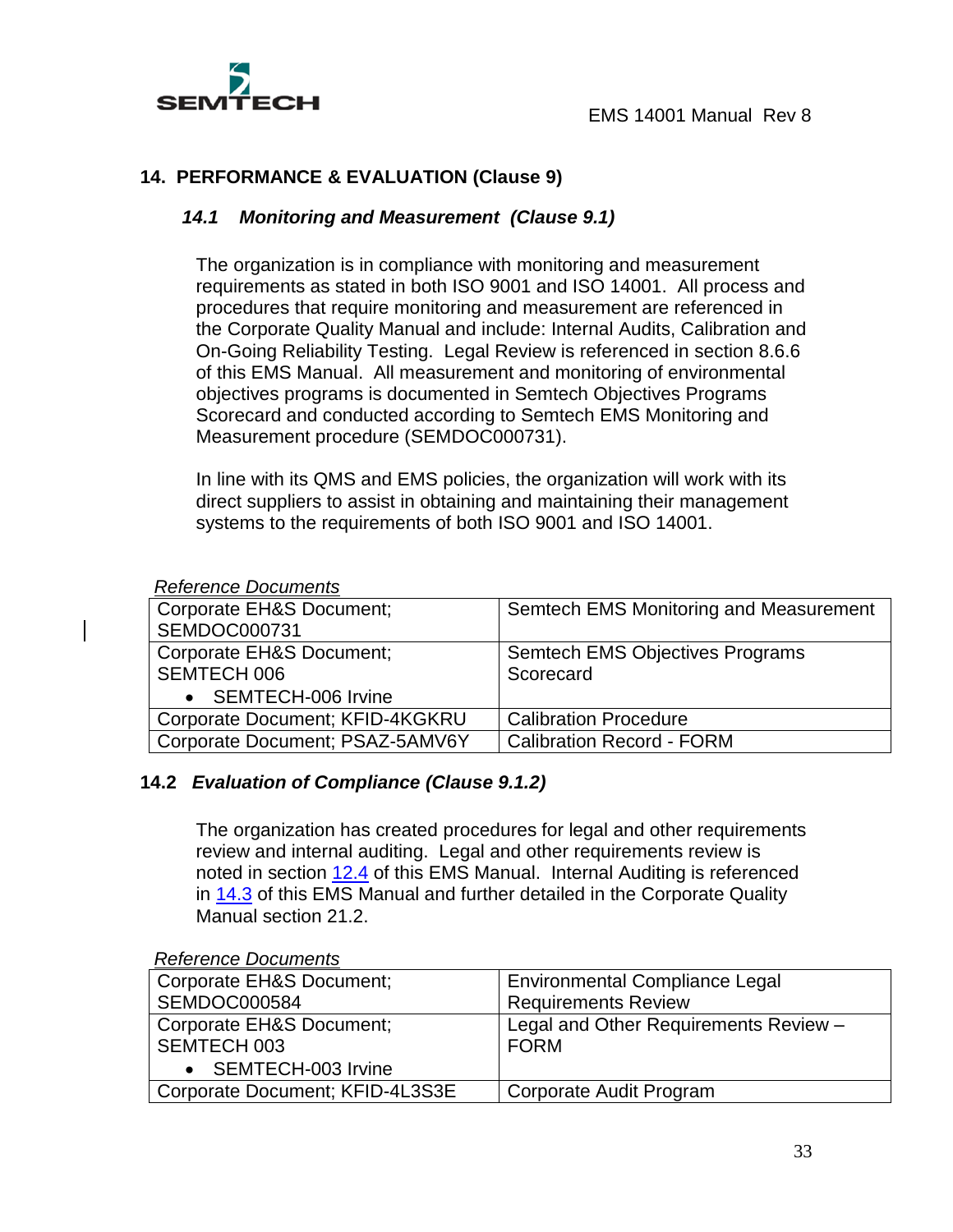## 14. PERFORMANCE & EVALUATION (Clause 9)

### *14.1 Monitoring and Measurement (Clause 9.1)*

The organization is in compliance with monitoring and measurement requirements as stated in both ISO 9001 and ISO 14001. All process and procedures that require monitoring and measurement are referenced in the Corporate Quality Manual and include: Internal Audits, Calibration and On-Going Reliability Testing. Legal Review is referenced in section 8.6.6 of this EMS Manual. All measurement and monitoring of environmental objectives programs is documented in Semtech Objectives Programs Scorecard and conducted according to Semtech EMS Monitoring and Measurement procedure (SEMDOC000731).

In line with its QMS and EMS policies, the organization will work with its direct suppliers to assist in obtaining and maintaining their management systems to the requirements of both ISO 9001 and ISO 14001.

*Reference Documents*

| | |
|---|---|
| Corporate EH&S Document; SEMDOC000731 | Semtech EMS Monitoring and Measurement |
| Corporate EH&S Document; SEMTECH 006<br>• SEMTECH-006 Irvine | Semtech EMS Objectives Programs Scorecard |
| Corporate Document; KFID-4KGKRU | Calibration Procedure |
| Corporate Document; PSAZ-5AMV6Y | Calibration Record - FORM |

### 14.2 *Evaluation of Compliance (Clause 9.1.2)*

The organization has created procedures for legal and other requirements review and internal auditing. Legal and other requirements review is noted in section 12.4 of this EMS Manual. Internal Auditing is referenced in 14.3 of this EMS Manual and further detailed in the Corporate Quality Manual section 21.2.

*Reference Documents*

| | |
|---|---|
| Corporate EH&S Document; SEMDOC000584 | Environmental Compliance Legal Requirements Review |
| Corporate EH&S Document; SEMTECH 003<br>• SEMTECH-003 Irvine | Legal and Other Requirements Review – FORM |
| Corporate Document; KFID-4L3S3E | Corporate Audit Program |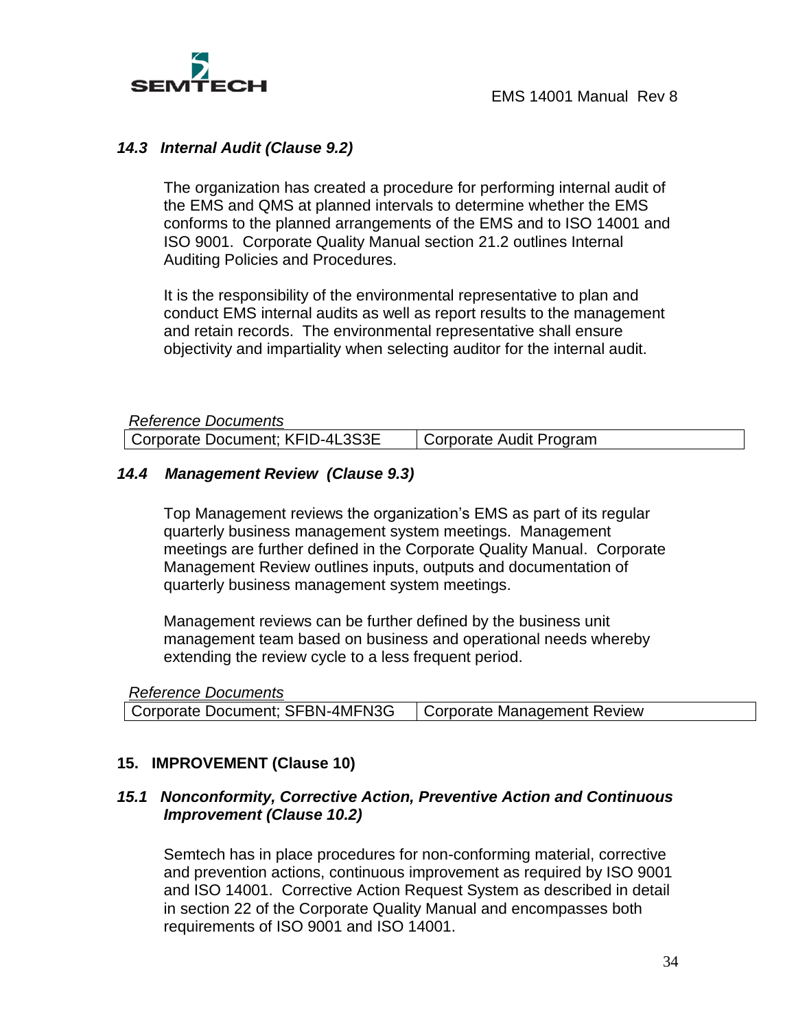### *14.3 Internal Audit (Clause 9.2)*

The organization has created a procedure for performing internal audit of the EMS and QMS at planned intervals to determine whether the EMS conforms to the planned arrangements of the EMS and to ISO 14001 and ISO 9001. Corporate Quality Manual section 21.2 outlines Internal Auditing Policies and Procedures.

It is the responsibility of the environmental representative to plan and conduct EMS internal audits as well as report results to the management and retain records. The environmental representative shall ensure objectivity and impartiality when selecting auditor for the internal audit.

*Reference Documents*

| Corporate Document; KFID-4L3S3E | Corporate Audit Program |
|---|---|

### *14.4 Management Review (Clause 9.3)*

Top Management reviews the organization's EMS as part of its regular quarterly business management system meetings. Management meetings are further defined in the Corporate Quality Manual. Corporate Management Review outlines inputs, outputs and documentation of quarterly business management system meetings.

Management reviews can be further defined by the business unit management team based on business and operational needs whereby extending the review cycle to a less frequent period.

*Reference Documents*

| Corporate Document; SFBN-4MFN3G | Corporate Management Review |
|---|---|

## 15. IMPROVEMENT (Clause 10)

### *15.1 Nonconformity, Corrective Action, Preventive Action and Continuous Improvement (Clause 10.2)*

Semtech has in place procedures for non-conforming material, corrective and prevention actions, continuous improvement as required by ISO 9001 and ISO 14001. Corrective Action Request System as described in detail in section 22 of the Corporate Quality Manual and encompasses both requirements of ISO 9001 and ISO 14001.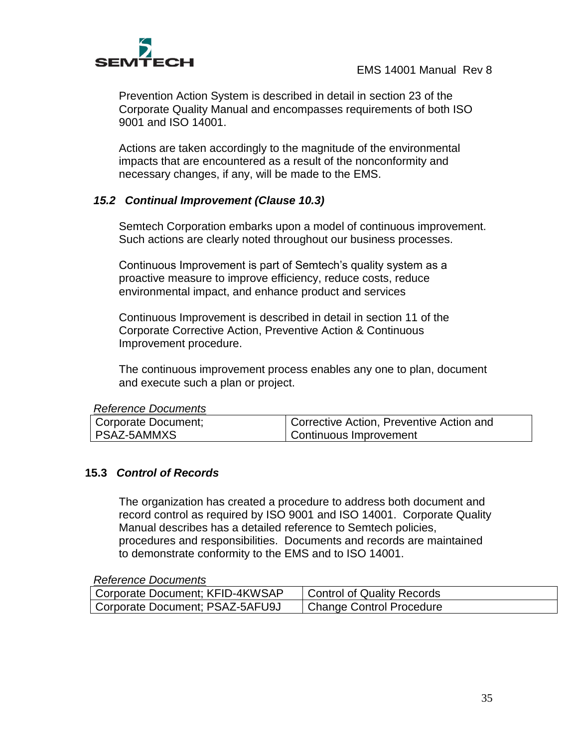Prevention Action System is described in detail in section 23 of the Corporate Quality Manual and encompasses requirements of both ISO 9001 and ISO 14001.

Actions are taken accordingly to the magnitude of the environmental impacts that are encountered as a result of the nonconformity and necessary changes, if any, will be made to the EMS.

### *15.2 Continual Improvement (Clause 10.3)*

Semtech Corporation embarks upon a model of continuous improvement. Such actions are clearly noted throughout our business processes.

Continuous Improvement is part of Semtech's quality system as a proactive measure to improve efficiency, reduce costs, reduce environmental impact, and enhance product and services

Continuous Improvement is described in detail in section 11 of the Corporate Corrective Action, Preventive Action & Continuous Improvement procedure.

The continuous improvement process enables any one to plan, document and execute such a plan or project.

*Reference Documents*

| Corporate Document; PSAZ-5AMMXS | Corrective Action, Preventive Action and Continuous Improvement |
|---|---|

### 15.3 *Control of Records*

The organization has created a procedure to address both document and record control as required by ISO 9001 and ISO 14001. Corporate Quality Manual describes has a detailed reference to Semtech policies, procedures and responsibilities. Documents and records are maintained to demonstrate conformity to the EMS and to ISO 14001.

*Reference Documents*

| Corporate Document; KFID-4KWSAP | Control of Quality Records |
|---|---|
| Corporate Document; PSAZ-5AFU9J | Change Control Procedure |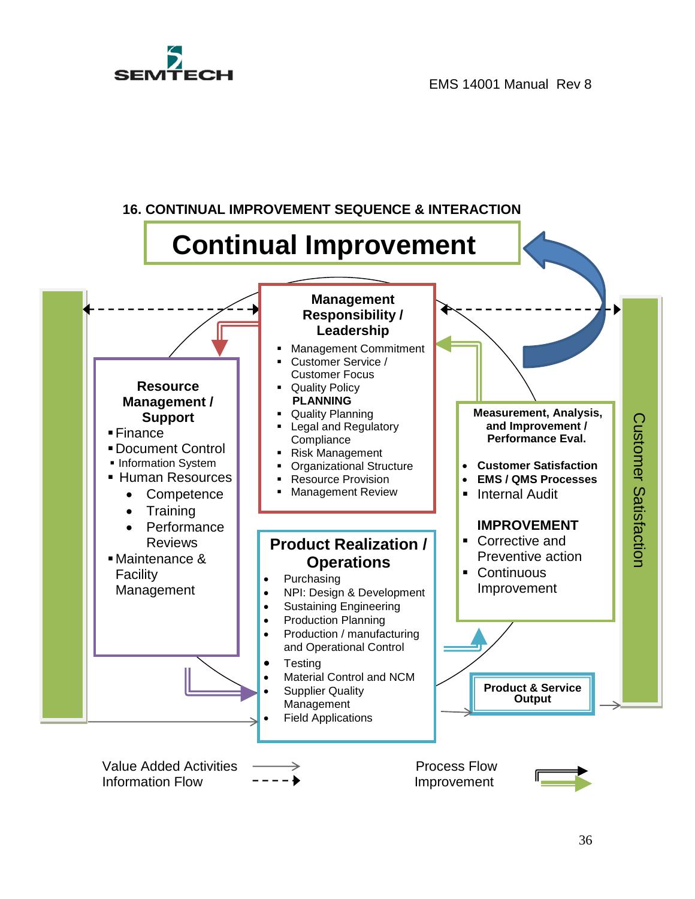## 16. CONTINUAL IMPROVEMENT SEQUENCE & INTERACTION

# Continual Improvement

**Management Responsibility / Leadership**

- Management Commitment
- Customer Service / Customer Focus
- Quality Policy

**PLANNING**

- Quality Planning
- Legal and Regulatory Compliance
- Risk Management
- Organizational Structure
- Resource Provision
- Management Review

**Resource Management / Support**

- Finance
- Document Control
- Information System
- Human Resources
  - Competence
  - Training
  - Performance Reviews
- Maintenance & Facility Management

**Measurement, Analysis, and Improvement / Performance Eval.**

- **Customer Satisfaction**
- **EMS / QMS Processes**
- Internal Audit

**IMPROVEMENT**

- Corrective and Preventive action
- Continuous Improvement

**Product Realization / Operations**

- Purchasing
- NPI: Design & Development
- Sustaining Engineering
- Production Planning
- Production / manufacturing and Operational Control
- Testing
- Material Control and NCM
- Supplier Quality Management
- Field Applications

**Product & Service Output**

Customer Satisfaction

Value Added Activities
Information Flow

Process Flow
Improvement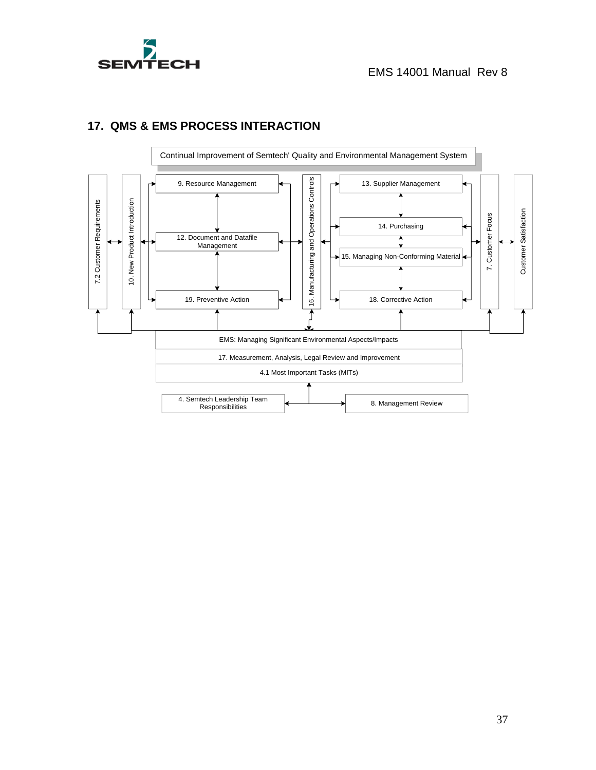## 17. QMS & EMS PROCESS INTERACTION

Continual Improvement of Semtech' Quality and Environmental Management System

7.2 Customer Requirements

10. New Product Introduction

9. Resource Management

12. Document and Datafile Management

19. Preventive Action

16. Manufacturing and Operations Controls

13. Supplier Management

14. Purchasing

15. Managing Non-Conforming Material

18. Corrective Action

7. Customer Focus

Customer Satisfaction

EMS: Managing Significant Environmental Aspects/Impacts

17. Measurement, Analysis, Legal Review and Improvement

4.1 Most Important Tasks (MITs)

4. Semtech Leadership Team Responsibilities

8. Management Review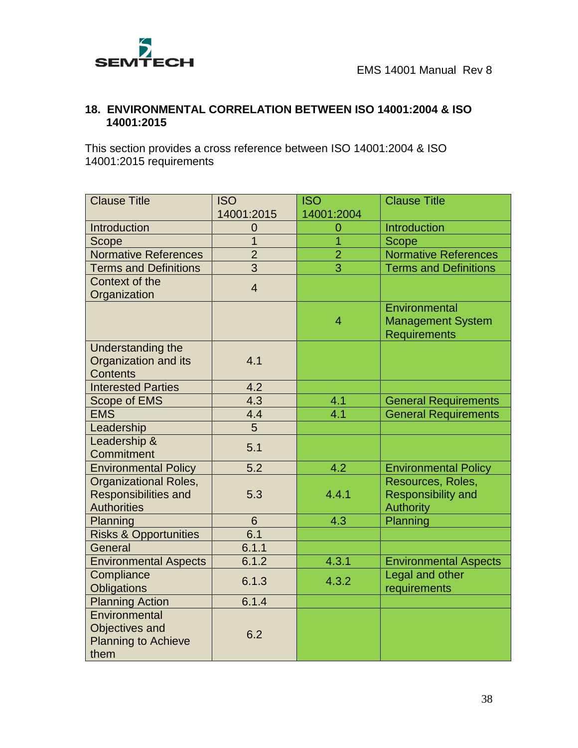## 18. ENVIRONMENTAL CORRELATION BETWEEN ISO 14001:2004 & ISO 14001:2015

This section provides a cross reference between ISO 14001:2004 & ISO 14001:2015 requirements

| Clause Title | ISO 14001:2015 | ISO 14001:2004 | Clause Title |
|---|---|---|---|
| Introduction | 0 | 0 | Introduction |
| Scope | 1 | 1 | Scope |
| Normative References | 2 | 2 | Normative References |
| Terms and Definitions | 3 | 3 | Terms and Definitions |
| Context of the Organization | 4 | | |
| | | 4 | Environmental Management System Requirements |
| Understanding the Organization and its Contents | 4.1 | | |
| Interested Parties | 4.2 | | |
| Scope of EMS | 4.3 | 4.1 | General Requirements |
| EMS | 4.4 | 4.1 | General Requirements |
| Leadership | 5 | | |
| Leadership & Commitment | 5.1 | | |
| Environmental Policy | 5.2 | 4.2 | Environmental Policy |
| Organizational Roles, Responsibilities and Authorities | 5.3 | 4.4.1 | Resources, Roles, Responsibility and Authority |
| Planning | 6 | 4.3 | Planning |
| Risks & Opportunities | 6.1 | | |
| General | 6.1.1 | | |
| Environmental Aspects | 6.1.2 | 4.3.1 | Environmental Aspects |
| Compliance Obligations | 6.1.3 | 4.3.2 | Legal and other requirements |
| Planning Action | 6.1.4 | | |
| Environmental Objectives and Planning to Achieve them | 6.2 | | |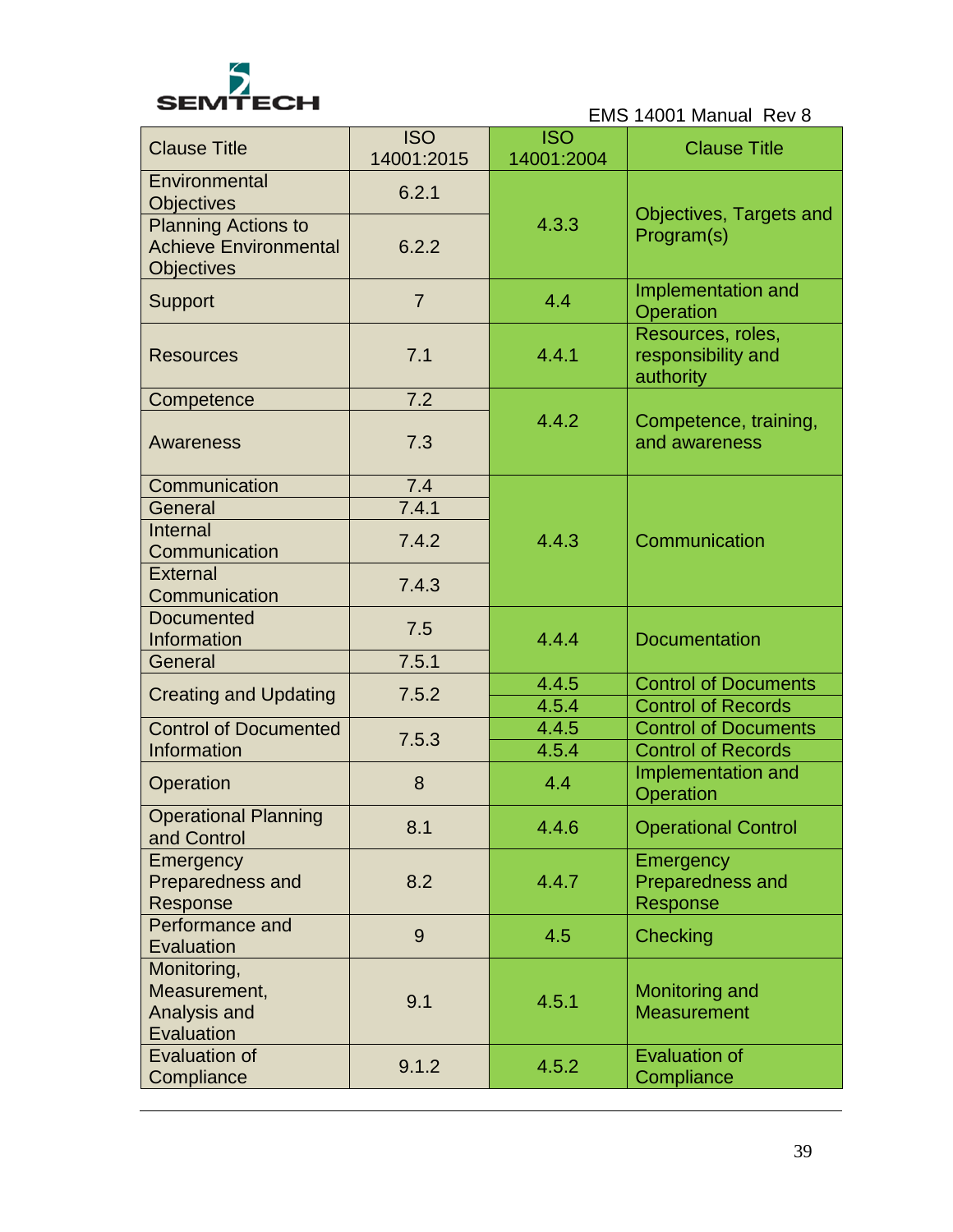| Clause Title | ISO 14001:2015 | ISO 14001:2004 | Clause Title |
|---|---|---|---|
| Environmental Objectives | 6.2.1 | 4.3.3 | Objectives, Targets and Program(s) |
| Planning Actions to Achieve Environmental Objectives | 6.2.2 | | |
| Support | 7 | 4.4 | Implementation and Operation |
| Resources | 7.1 | 4.4.1 | Resources, roles, responsibility and authority |
| Competence | 7.2 | 4.4.2 | Competence, training, and awareness |
| Awareness | 7.3 | | |
| Communication | 7.4 | 4.4.3 | Communication |
| General | 7.4.1 | | |
| Internal Communication | 7.4.2 | | |
| External Communication | 7.4.3 | | |
| Documented Information | 7.5 | 4.4.4 | Documentation |
| General | 7.5.1 | | |
| Creating and Updating | 7.5.2 | 4.4.5 | Control of Documents |
| | | 4.5.4 | Control of Records |
| Control of Documented Information | 7.5.3 | 4.4.5 | Control of Documents |
| | | 4.5.4 | Control of Records |
| Operation | 8 | 4.4 | Implementation and Operation |
| Operational Planning and Control | 8.1 | 4.4.6 | Operational Control |
| Emergency Preparedness and Response | 8.2 | 4.4.7 | Emergency Preparedness and Response |
| Performance and Evaluation | 9 | 4.5 | Checking |
| Monitoring, Measurement, Analysis and Evaluation | 9.1 | 4.5.1 | Monitoring and Measurement |
| Evaluation of Compliance | 9.1.2 | 4.5.2 | Evaluation of Compliance |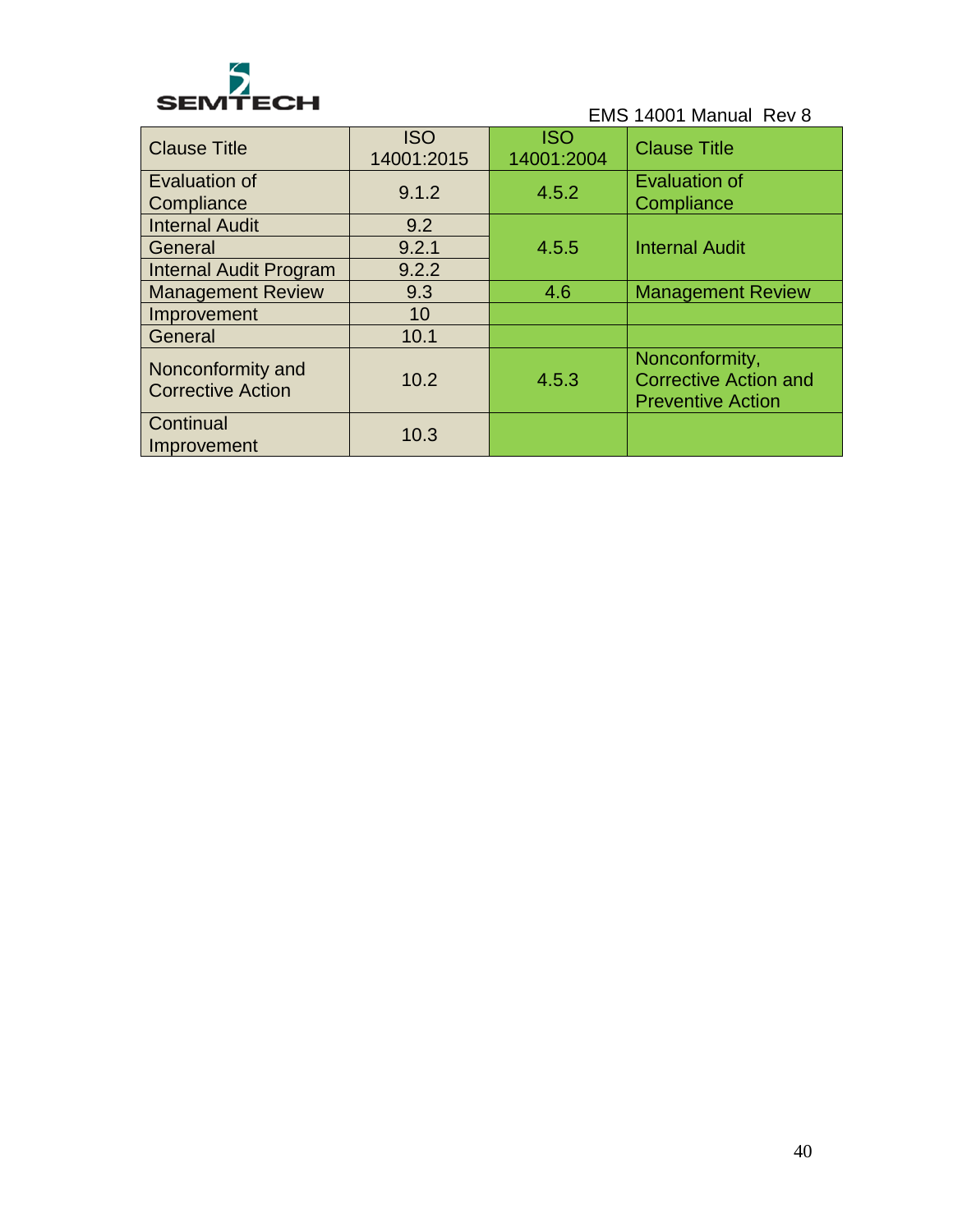| Clause Title | ISO 14001:2015 | ISO 14001:2004 | Clause Title |
|---|---|---|---|
| Evaluation of Compliance | 9.1.2 | 4.5.2 | Evaluation of Compliance |
| Internal Audit | 9.2 | 4.5.5 | Internal Audit |
| General | 9.2.1 | | |
| Internal Audit Program | 9.2.2 | | |
| Management Review | 9.3 | 4.6 | Management Review |
| Improvement | 10 | | |
| General | 10.1 | | |
| Nonconformity and Corrective Action | 10.2 | 4.5.3 | Nonconformity, Corrective Action and Preventive Action |
| Continual Improvement | 10.3 | | |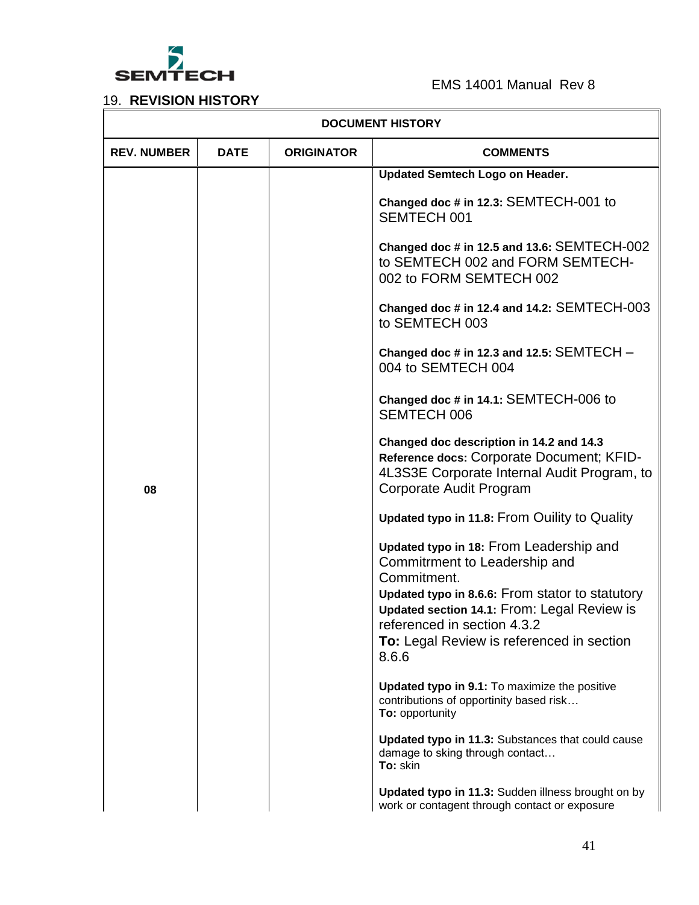## 19. **REVISION HISTORY**

| DOCUMENT HISTORY | | | |
|---|---|---|---|
| **REV. NUMBER** | **DATE** | **ORIGINATOR** | **COMMENTS** |
| 08 | | | **Updated Semtech Logo on Header.**<br><br>**Changed doc # in 12.3:** SEMTECH-001 to SEMTECH 001<br><br>**Changed doc # in 12.5 and 13.6:** SEMTECH-002 to SEMTECH 002 and FORM SEMTECH-002 to FORM SEMTECH 002<br><br>**Changed doc # in 12.4 and 14.2:** SEMTECH-003 to SEMTECH 003<br><br>**Changed doc # in 12.3 and 12.5:** SEMTECH – 004 to SEMTECH 004<br><br>**Changed doc # in 14.1:** SEMTECH-006 to SEMTECH 006<br><br>**Changed doc description in 14.2 and 14.3 Reference docs:** Corporate Document; KFID-4L3S3E Corporate Internal Audit Program, to Corporate Audit Program<br><br>**Updated typo in 11.8:** From Ouility to Quality<br><br>**Updated typo in 18:** From Leadership and Commitrment to Leadership and Commitment.<br>**Updated typo in 8.6.6:** From stator to statutory<br>**Updated section 14.1:** From: Legal Review is referenced in section 4.3.2<br>**To:** Legal Review is referenced in section 8.6.6<br><br>**Updated typo in 9.1:** To maximize the positive contributions of opportinity based risk…<br>**To:** opportunity<br><br>**Updated typo in 11.3:** Substances that could cause damage to sking through contact…<br>**To:** skin<br><br>**Updated typo in 11.3:** Sudden illness brought on by work or contagent through contact or exposure |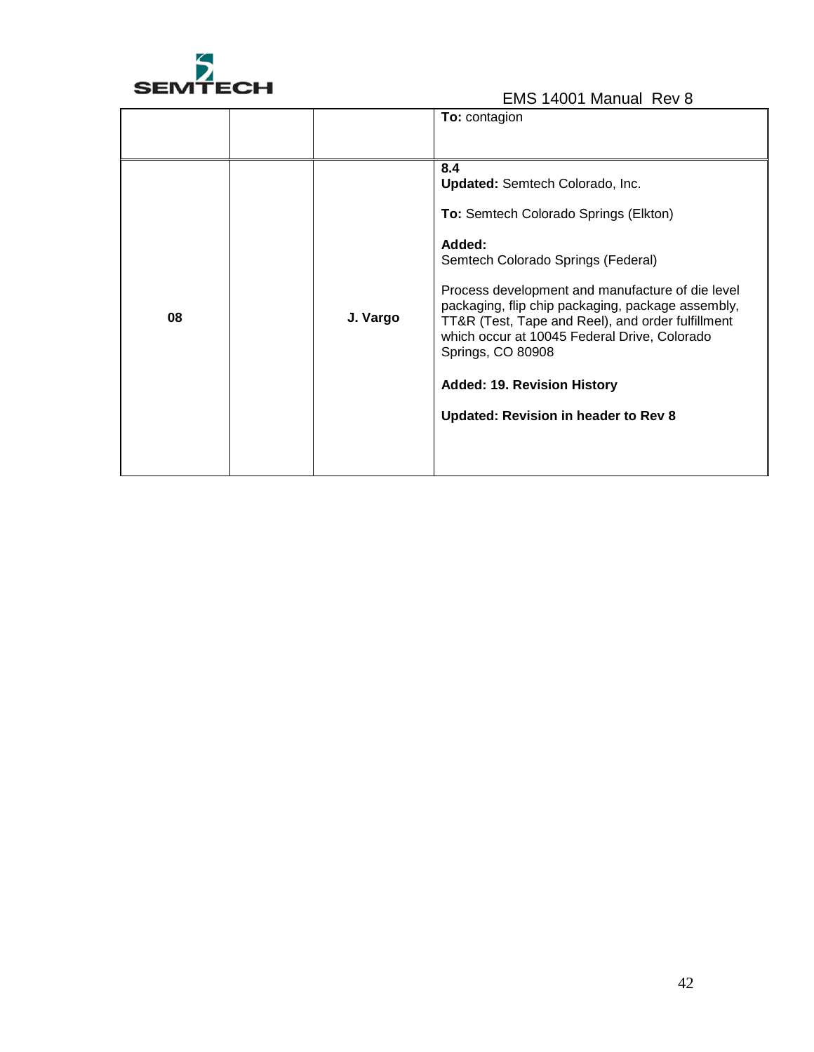| | | | |
|---|---|---|---|
| | | | **To:** contagion |
| 08 | | J. Vargo | **8.4**<br>**Updated:** Semtech Colorado, Inc.<br><br>**To:** Semtech Colorado Springs (Elkton)<br><br>**Added:**<br>Semtech Colorado Springs (Federal)<br><br>Process development and manufacture of die level packaging, flip chip packaging, package assembly, TT&R (Test, Tape and Reel), and order fulfillment which occur at 10045 Federal Drive, Colorado Springs, CO 80908<br><br>**Added: 19. Revision History**<br><br>**Updated: Revision in header to Rev 8** |